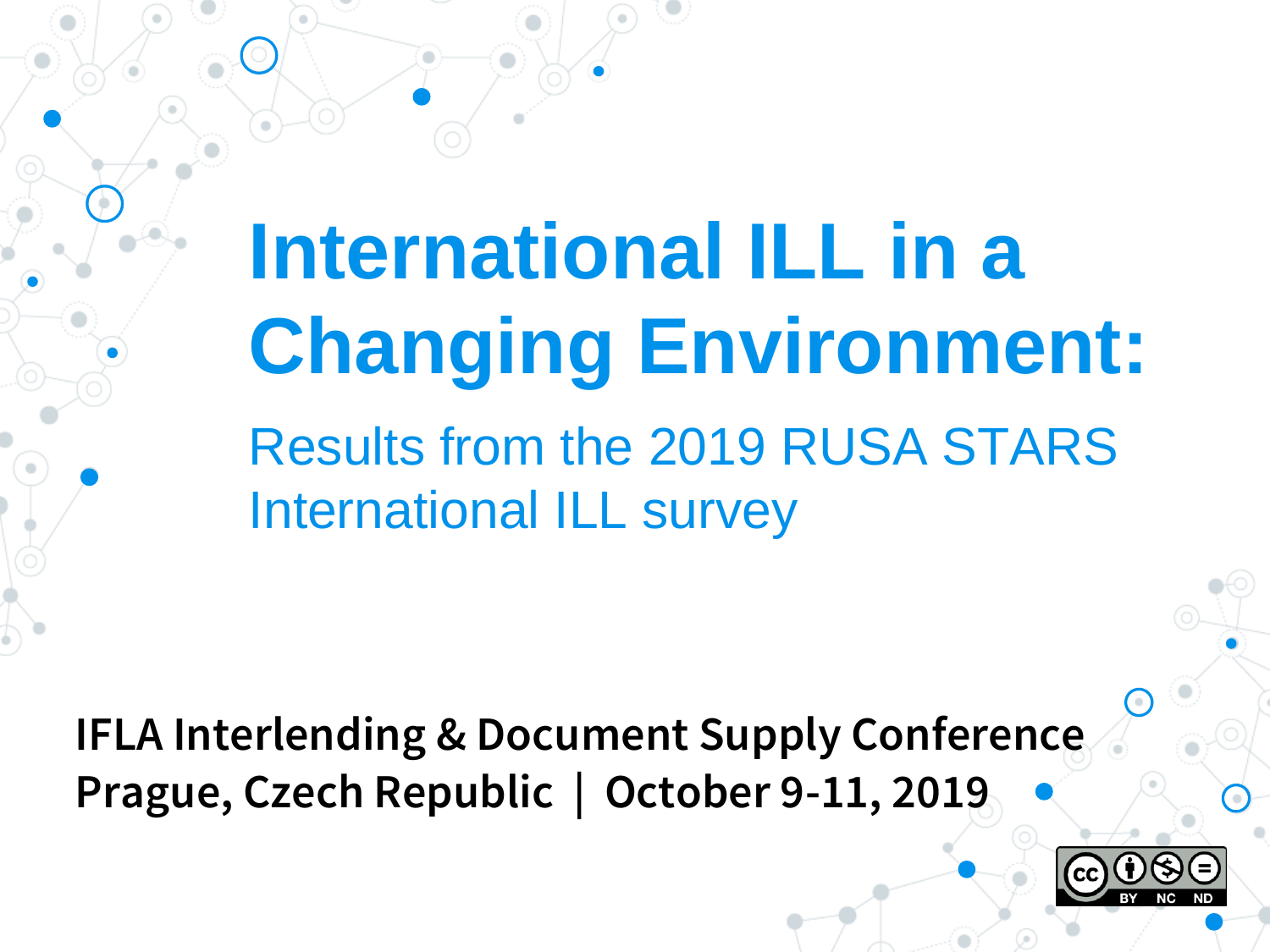# International ILL in a Changing Environment:

## Results from the 2019 RUSA STARS International ILL survey

**IFLA Interlending & Document Supply Conference**
**Prague, Czech Republic | October 9-11, 2019**

BY NC ND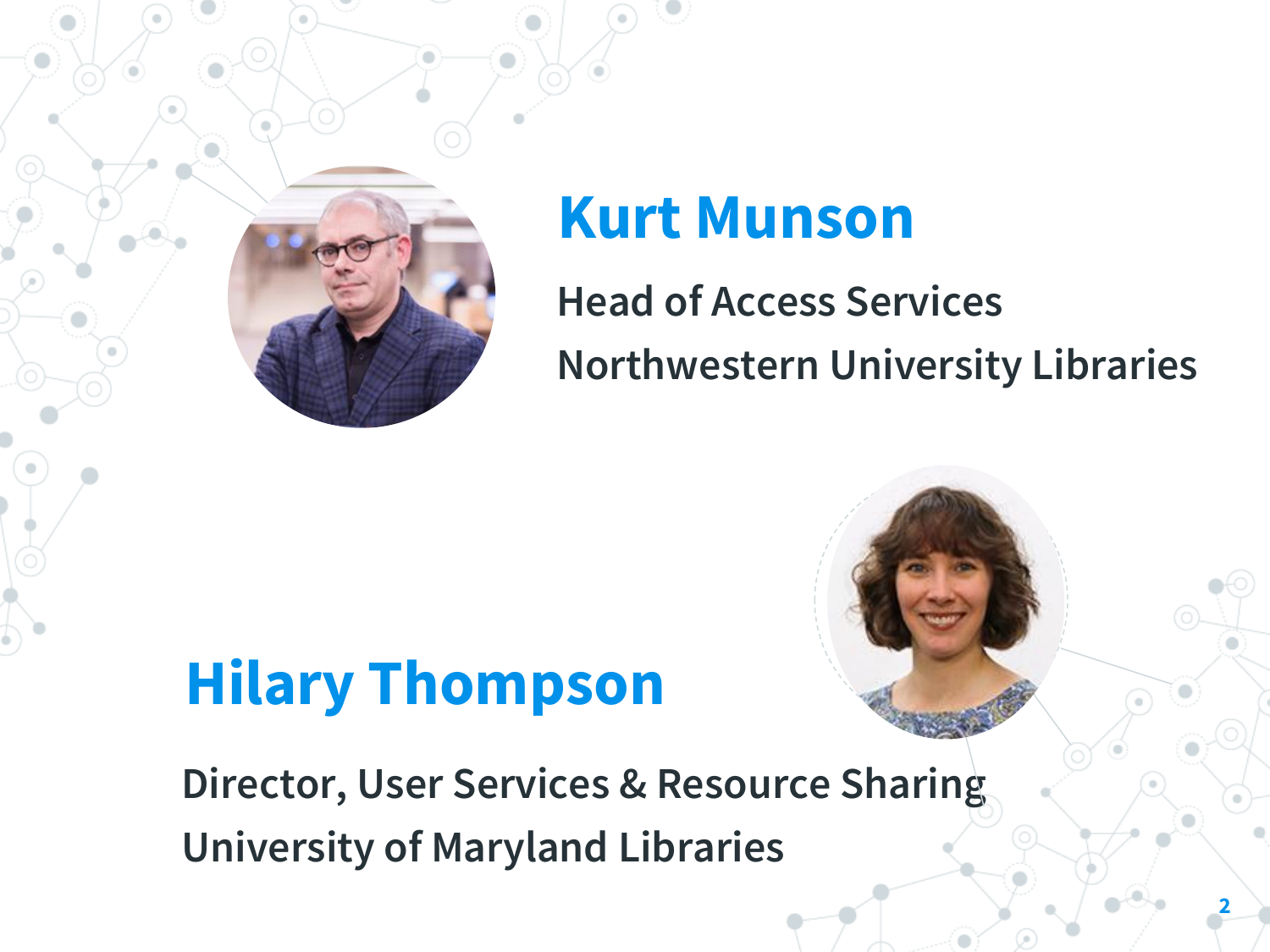## Kurt Munson

Head of Access Services

Northwestern University Libraries

## Hilary Thompson

Director, User Services & Resource Sharing

University of Maryland Libraries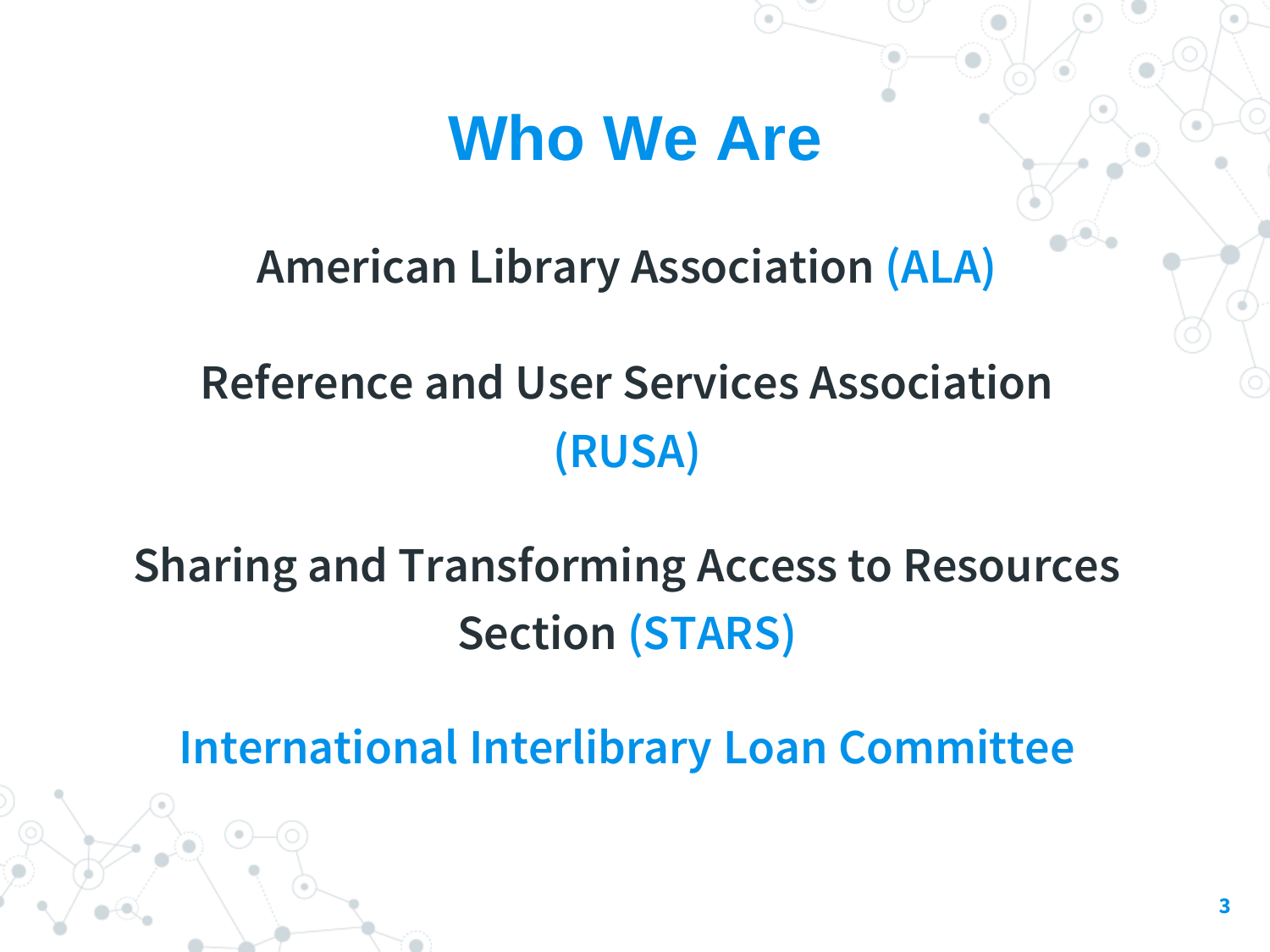# Who We Are

American Library Association (ALA)

Reference and User Services Association (RUSA)

Sharing and Transforming Access to Resources Section (STARS)

International Interlibrary Loan Committee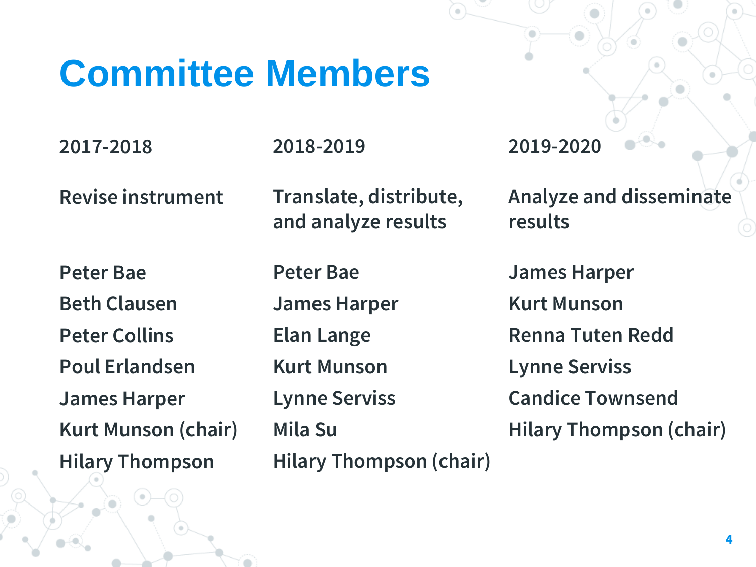# Committee Members

| 2017-2018 | 2018-2019 | 2019-2020 |
| --- | --- | --- |
| Revise instrument | Translate, distribute, and analyze results | Analyze and disseminate results |
| Peter Bae | Peter Bae | James Harper |
| Beth Clausen | James Harper | Kurt Munson |
| Peter Collins | Elan Lange | Renna Tuten Redd |
| Poul Erlandsen | Kurt Munson | Lynne Serviss |
| James Harper | Lynne Serviss | Candice Townsend |
| Kurt Munson (chair) | Mila Su | Hilary Thompson (chair) |
| Hilary Thompson | Hilary Thompson (chair) | |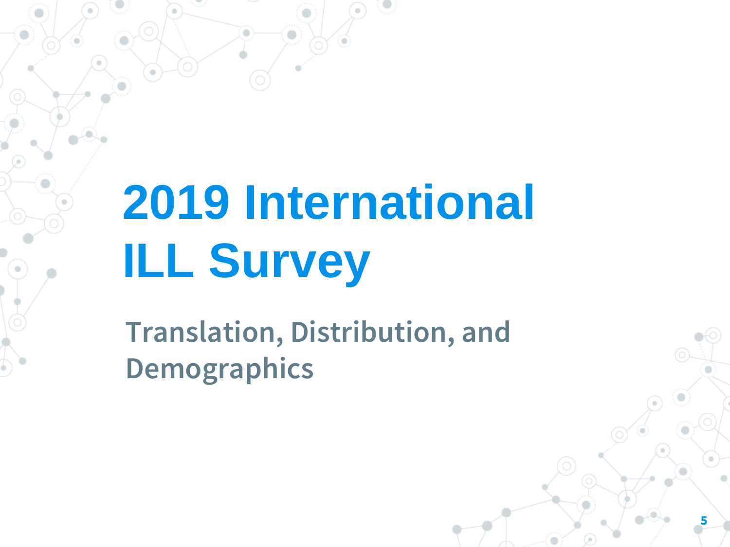# 2019 International ILL Survey

## Translation, Distribution, and Demographics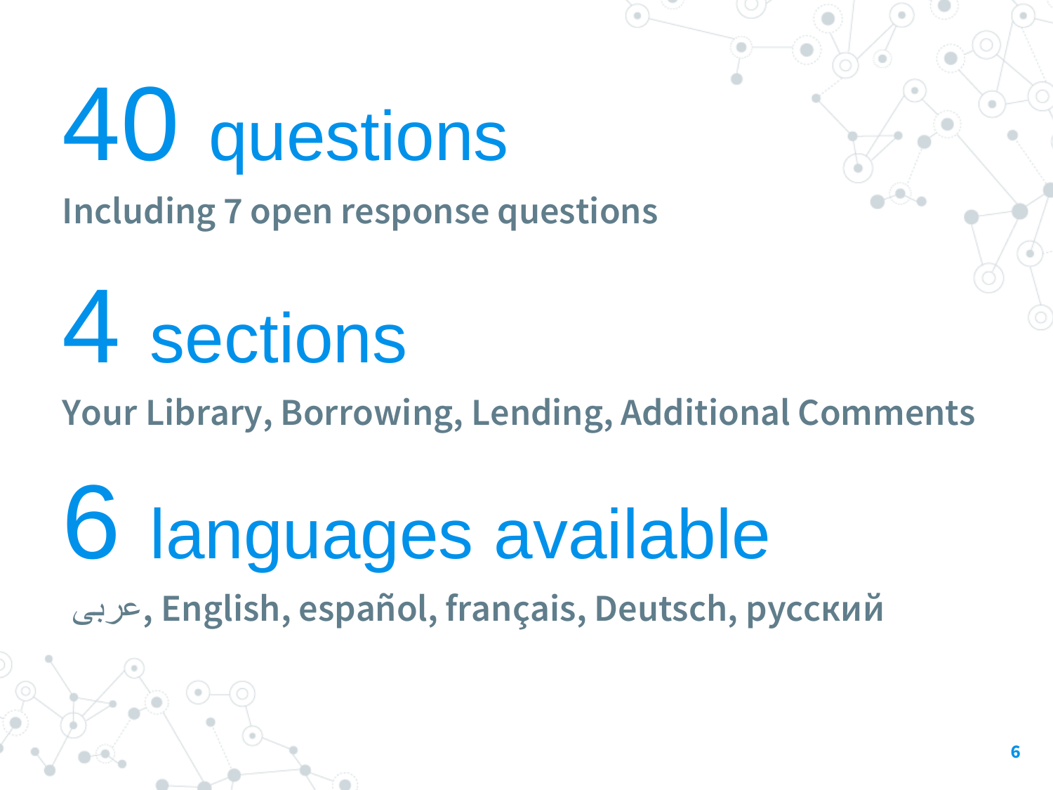# 40 questions

**Including 7 open response questions**

# 4 sections

**Your Library, Borrowing, Lending, Additional Comments**

# 6 languages available

**عربى, English, español, français, Deutsch, русский**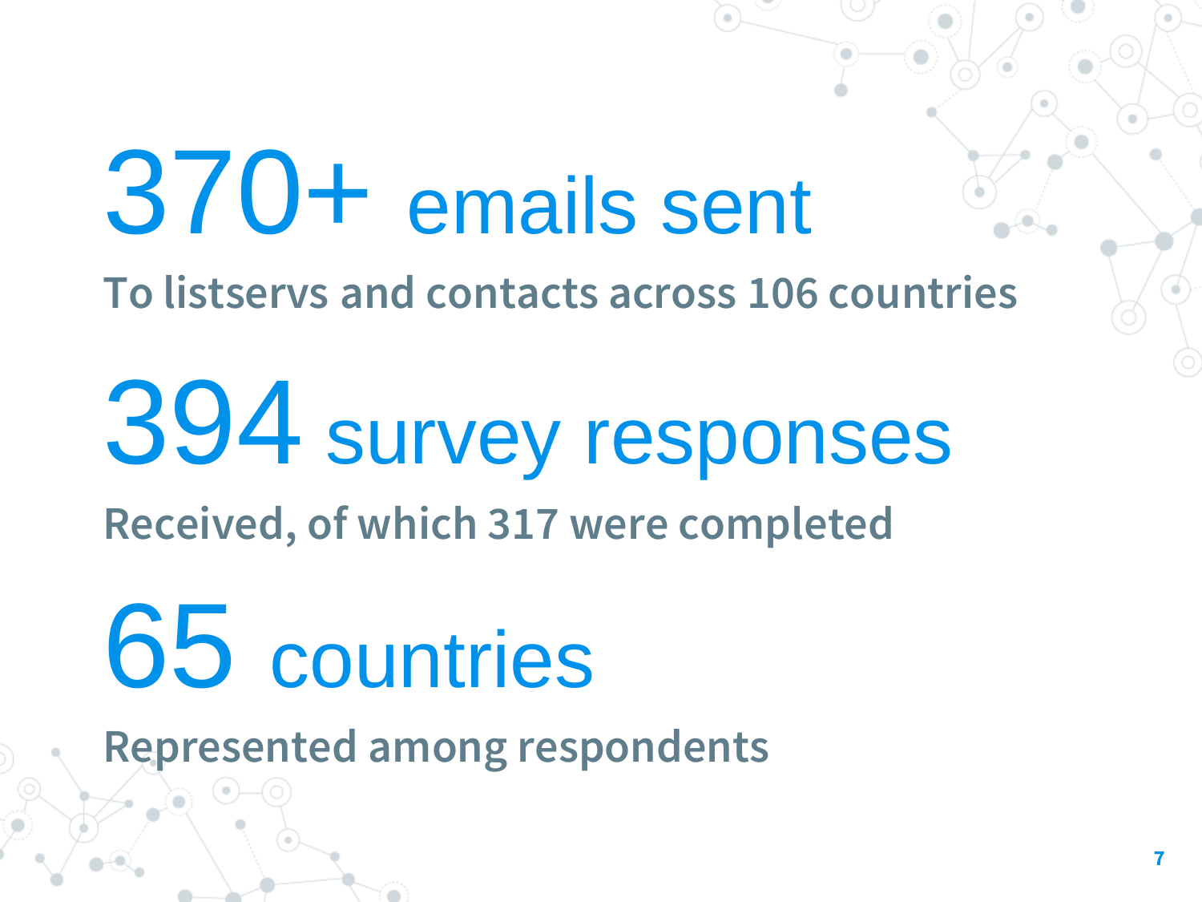# 370+ emails sent

**To listservs and contacts across 106 countries**

# 394 survey responses

**Received, of which 317 were completed**

# 65 countries

**Represented among respondents**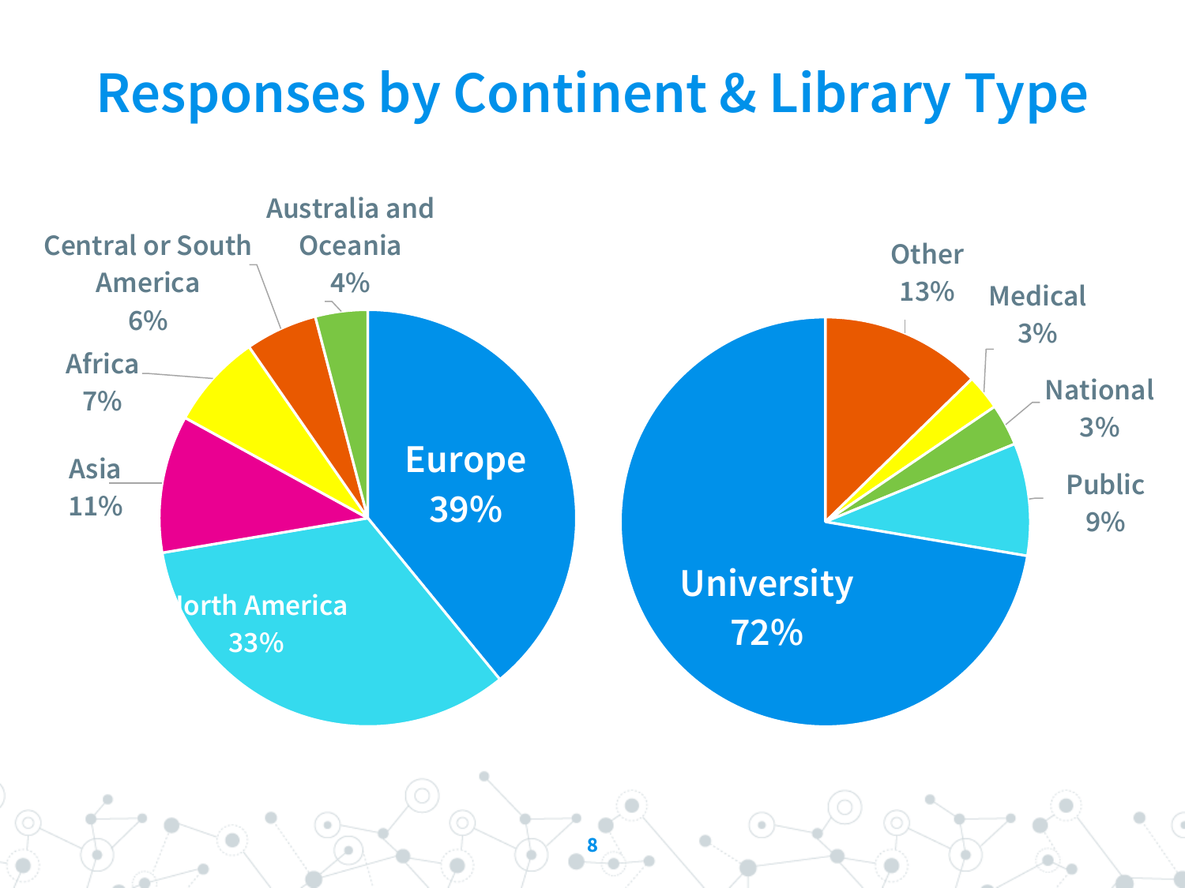# Responses by Continent & Library Type

| Continent | Percentage |
| --- | --- |
| Europe | 39% |
| North America | 33% |
| Asia | 11% |
| Africa | 7% |
| Central or South America | 6% |
| Australia and Oceania | 4% |

| Library Type | Percentage |
| --- | --- |
| University | 72% |
| Other | 13% |
| Public | 9% |
| Medical | 3% |
| National | 3% |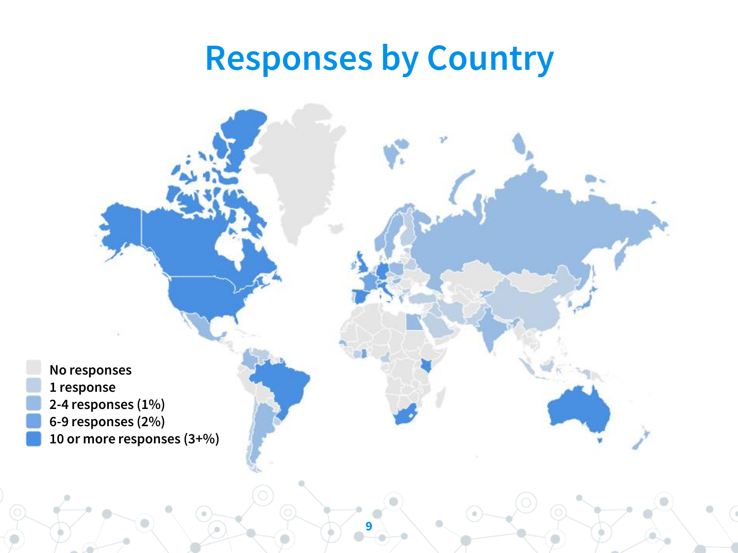# Responses by Country

- No responses
- 1 response
- 2-4 responses (1%)
- 6-9 responses (2%)
- 10 or more responses (3+%)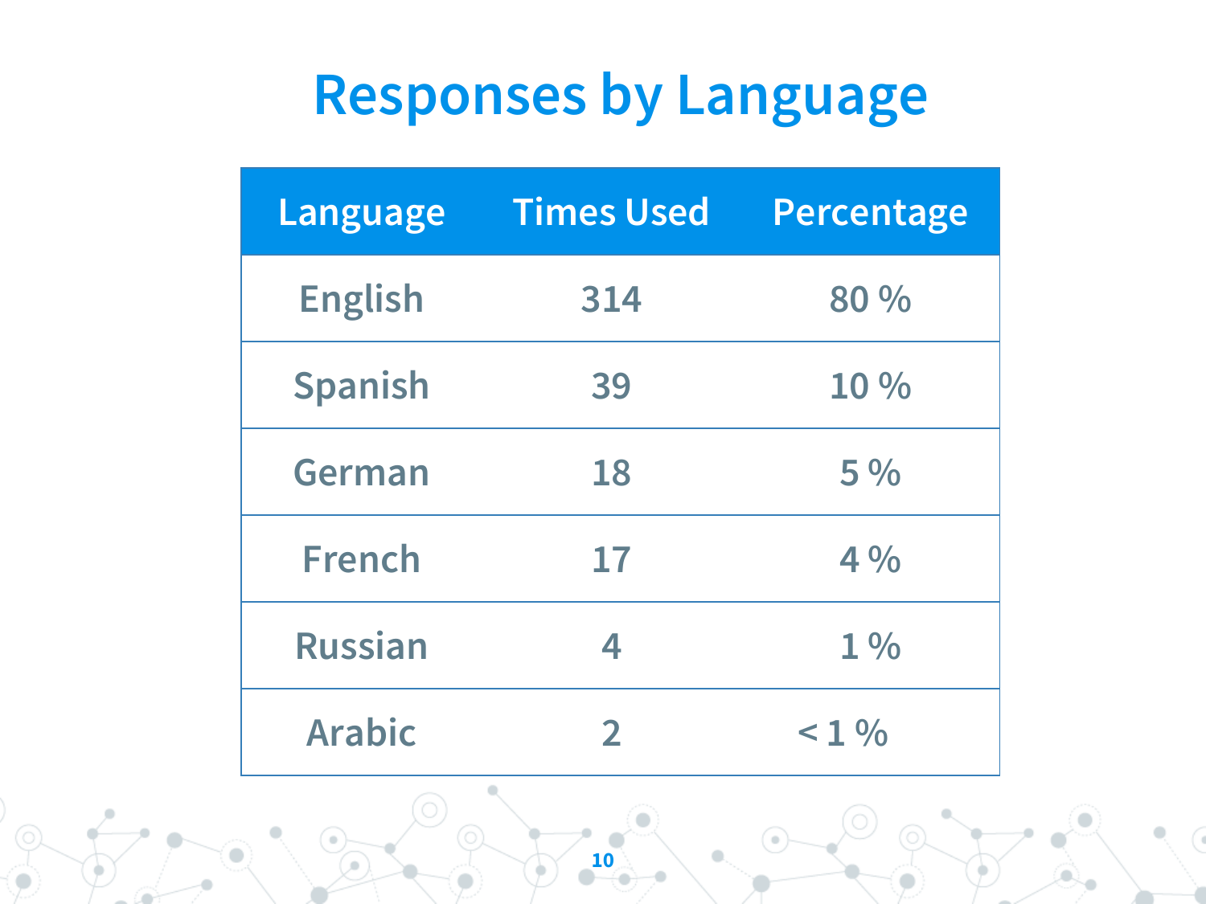# Responses by Language

| Language | Times Used | Percentage |
|---|---|---|
| English | 314 | 80 % |
| Spanish | 39 | 10 % |
| German | 18 | 5 % |
| French | 17 | 4 % |
| Russian | 4 | 1 % |
| Arabic | 2 | < 1 % |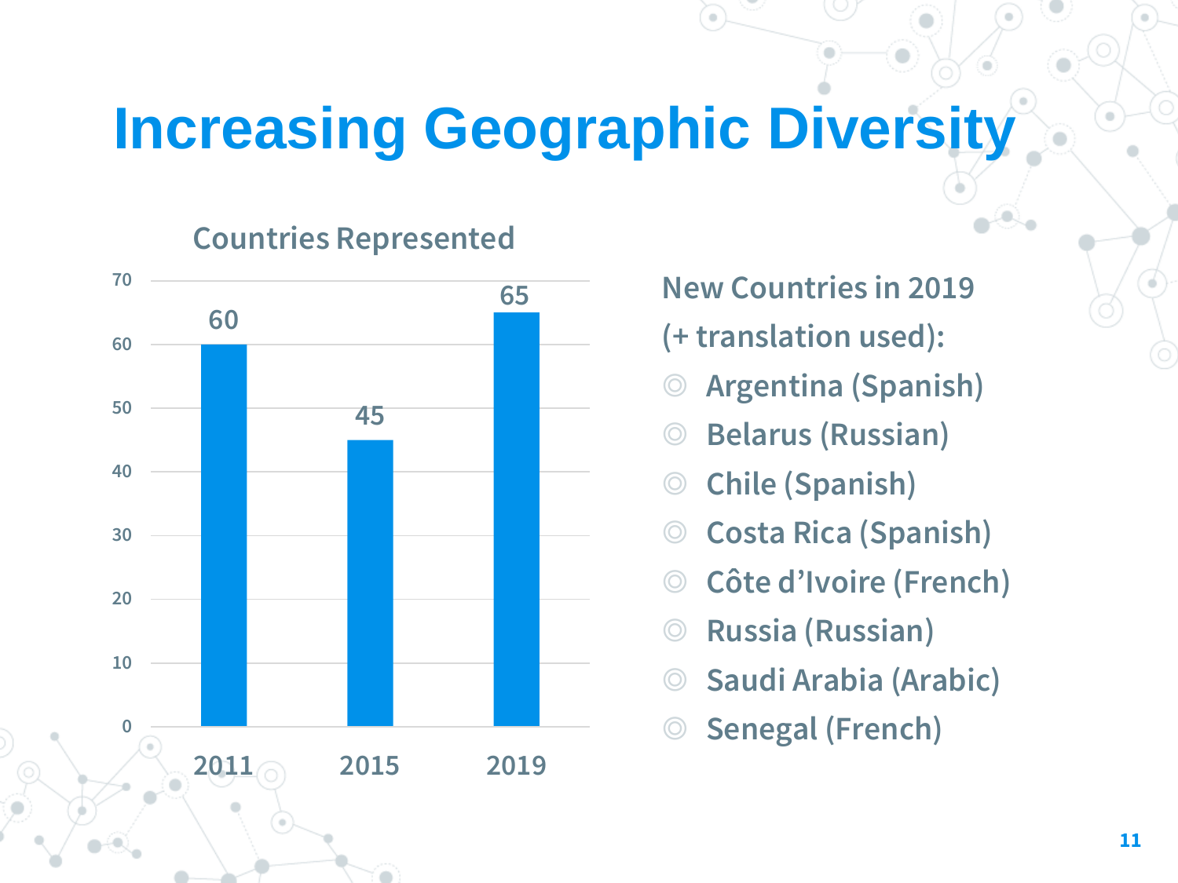# Increasing Geographic Diversity

**Countries Represented**

| Year | Countries |
|---|---|
| 2011 | 60 |
| 2015 | 45 |
| 2019 | 65 |

New Countries in 2019 (+ translation used):

- Argentina (Spanish)
- Belarus (Russian)
- Chile (Spanish)
- Costa Rica (Spanish)
- Côte d'Ivoire (French)
- Russia (Russian)
- Saudi Arabia (Arabic)
- Senegal (French)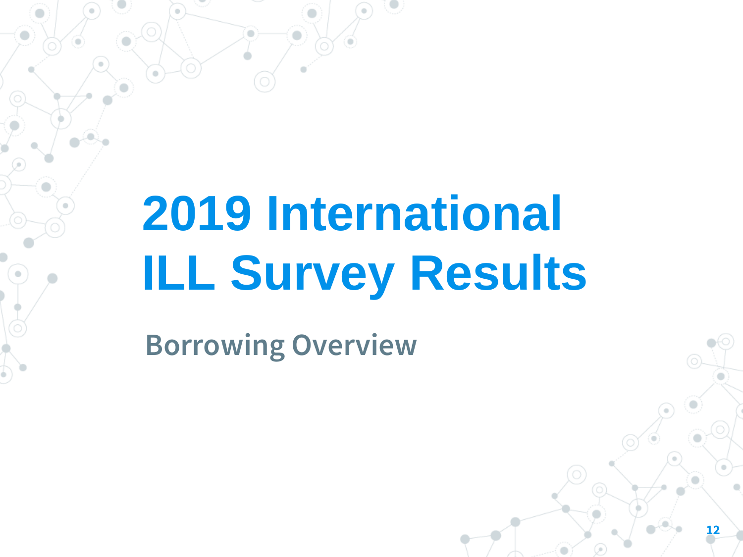# 2019 International ILL Survey Results

## Borrowing Overview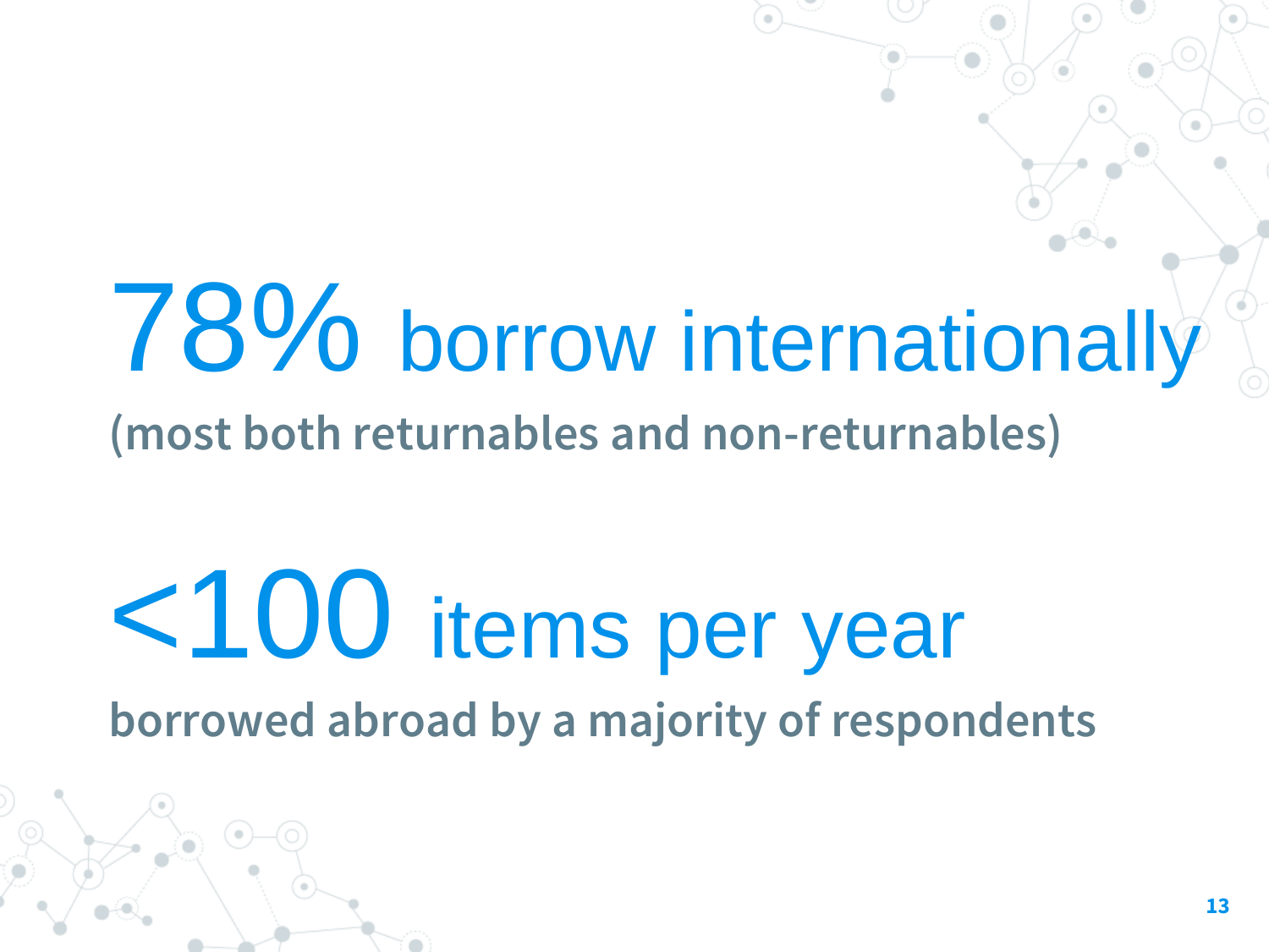# 78% borrow internationally

**(most both returnables and non-returnables)**

# <100 items per year

**borrowed abroad by a majority of respondents**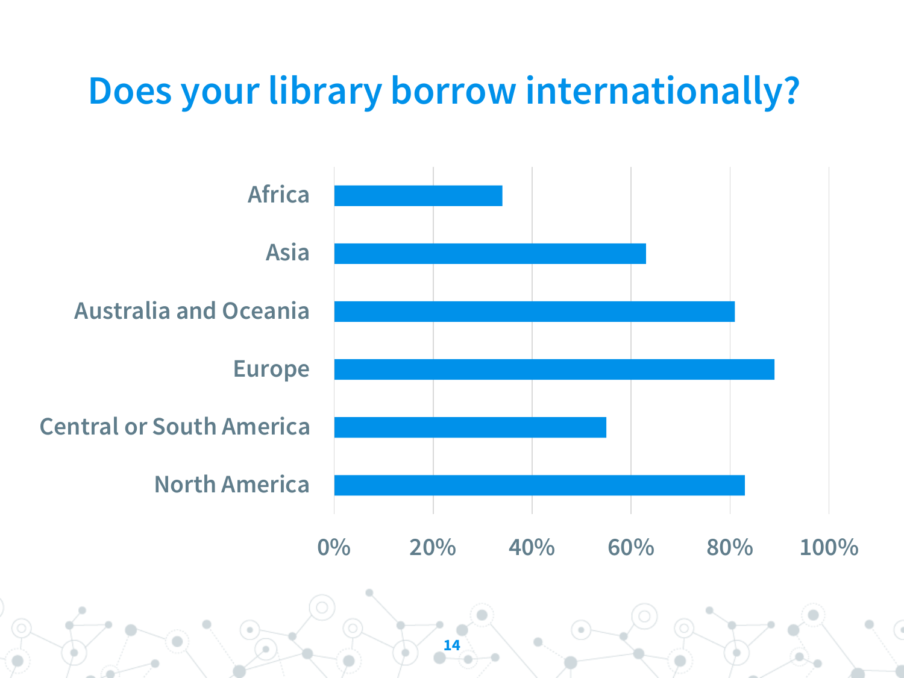# Does your library borrow internationally?

Africa

Asia

Australia and Oceania

Europe

Central or South America

North America

0% 20% 40% 60% 80% 100%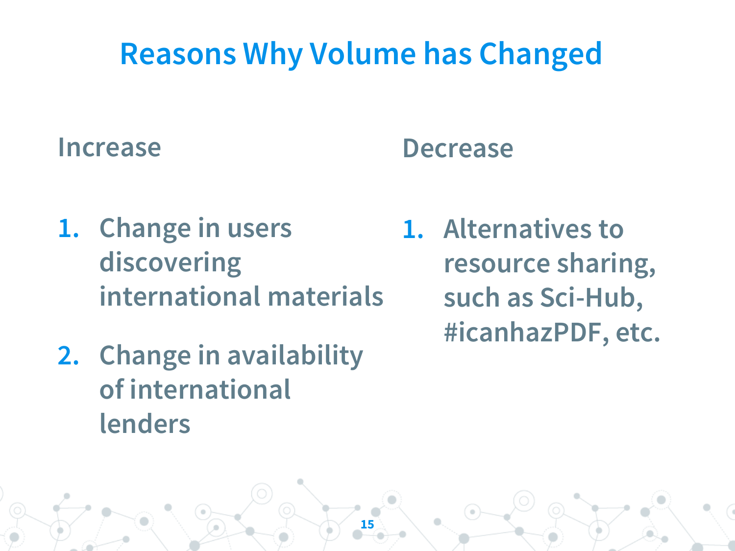# Reasons Why Volume has Changed

## Increase

1. Change in users discovering international materials
2. Change in availability of international lenders

## Decrease

1. Alternatives to resource sharing, such as Sci-Hub, #icanhazPDF, etc.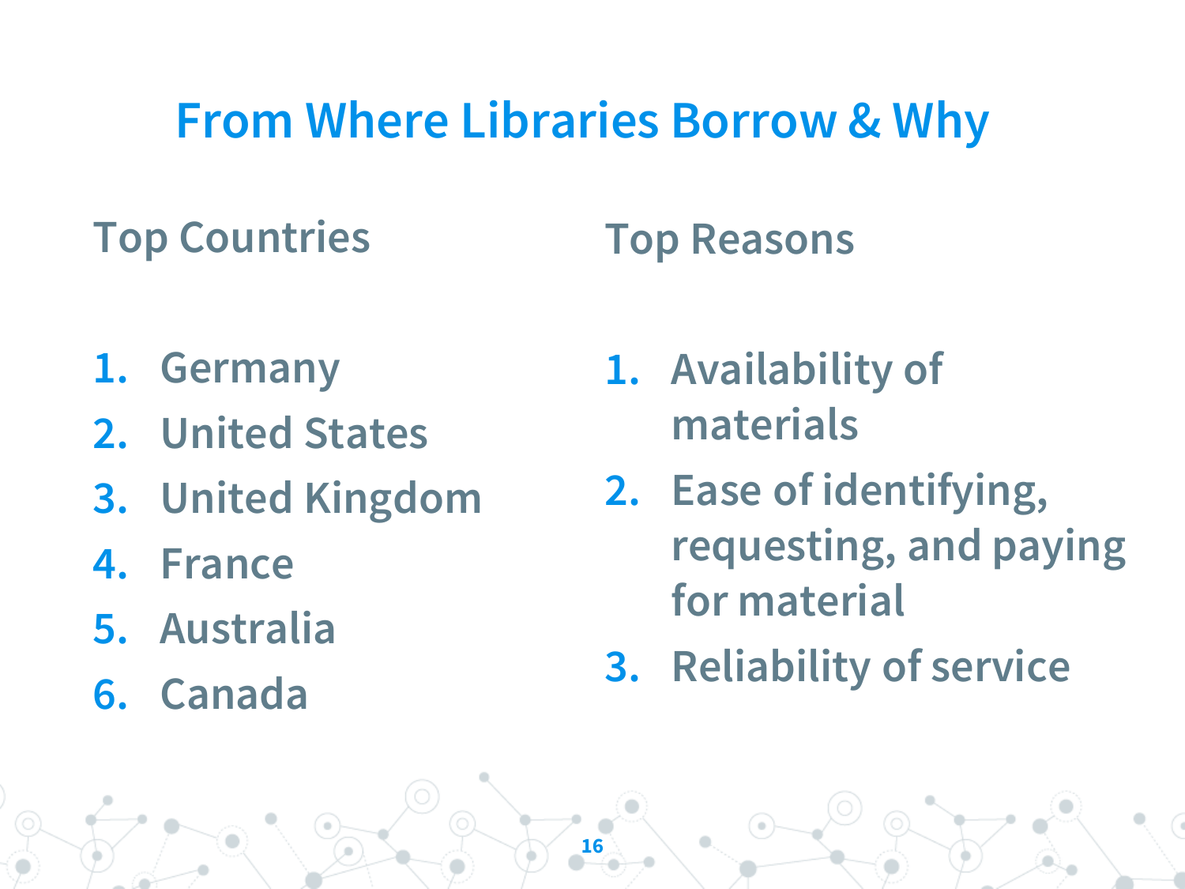# From Where Libraries Borrow & Why

## Top Countries

1. Germany
2. United States
3. United Kingdom
4. France
5. Australia
6. Canada

## Top Reasons

1. Availability of materials
2. Ease of identifying, requesting, and paying for material
3. Reliability of service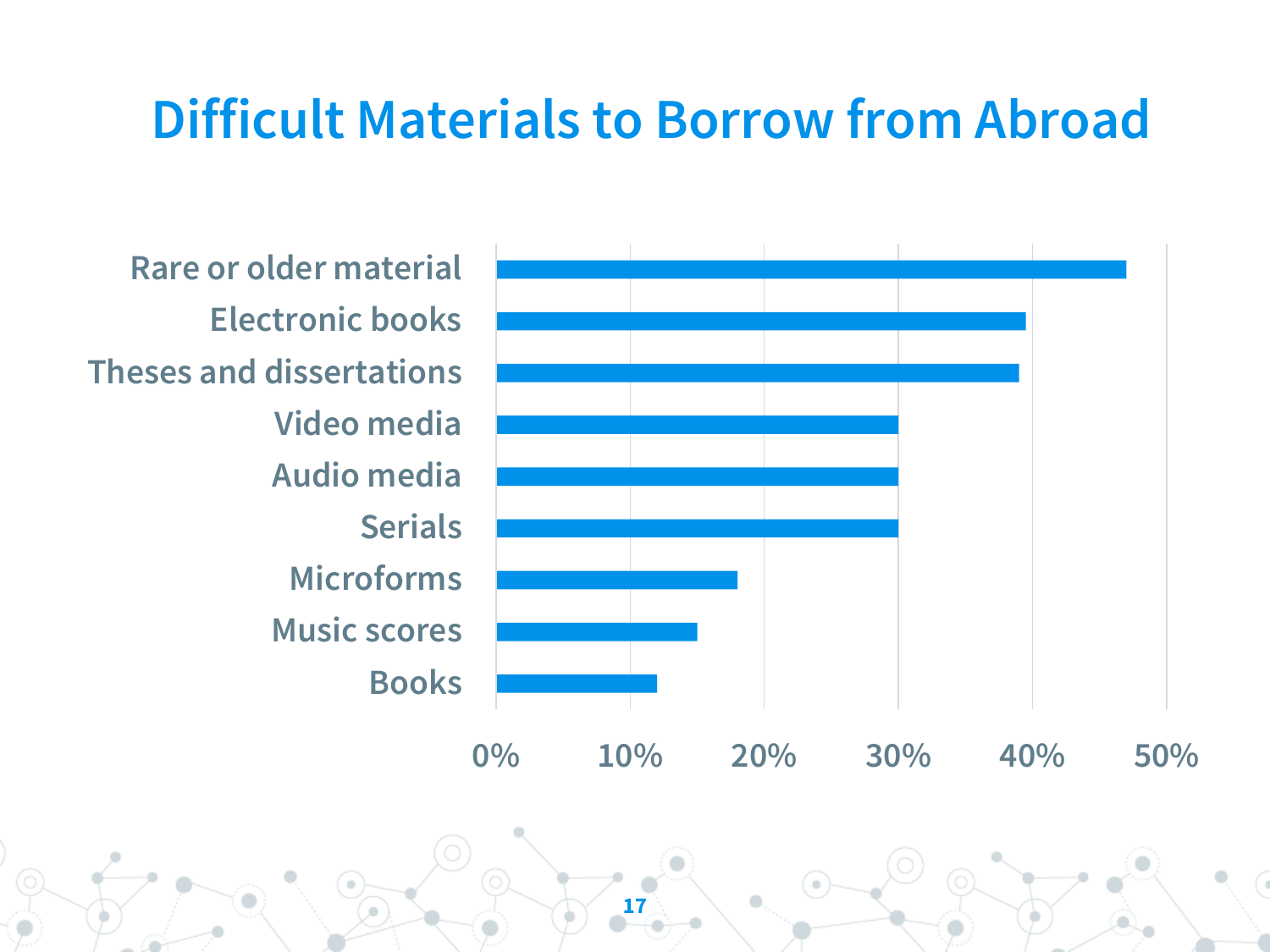# Difficult Materials to Borrow from Abroad

Rare or older material

Electronic books

Theses and dissertations

Video media

Audio media

Serials

Microforms

Music scores

Books

0% 10% 20% 30% 40% 50%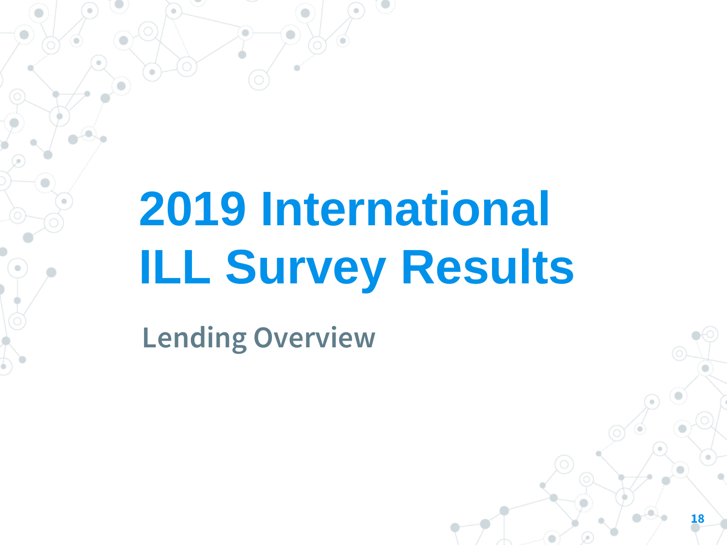# 2019 International ILL Survey Results

## Lending Overview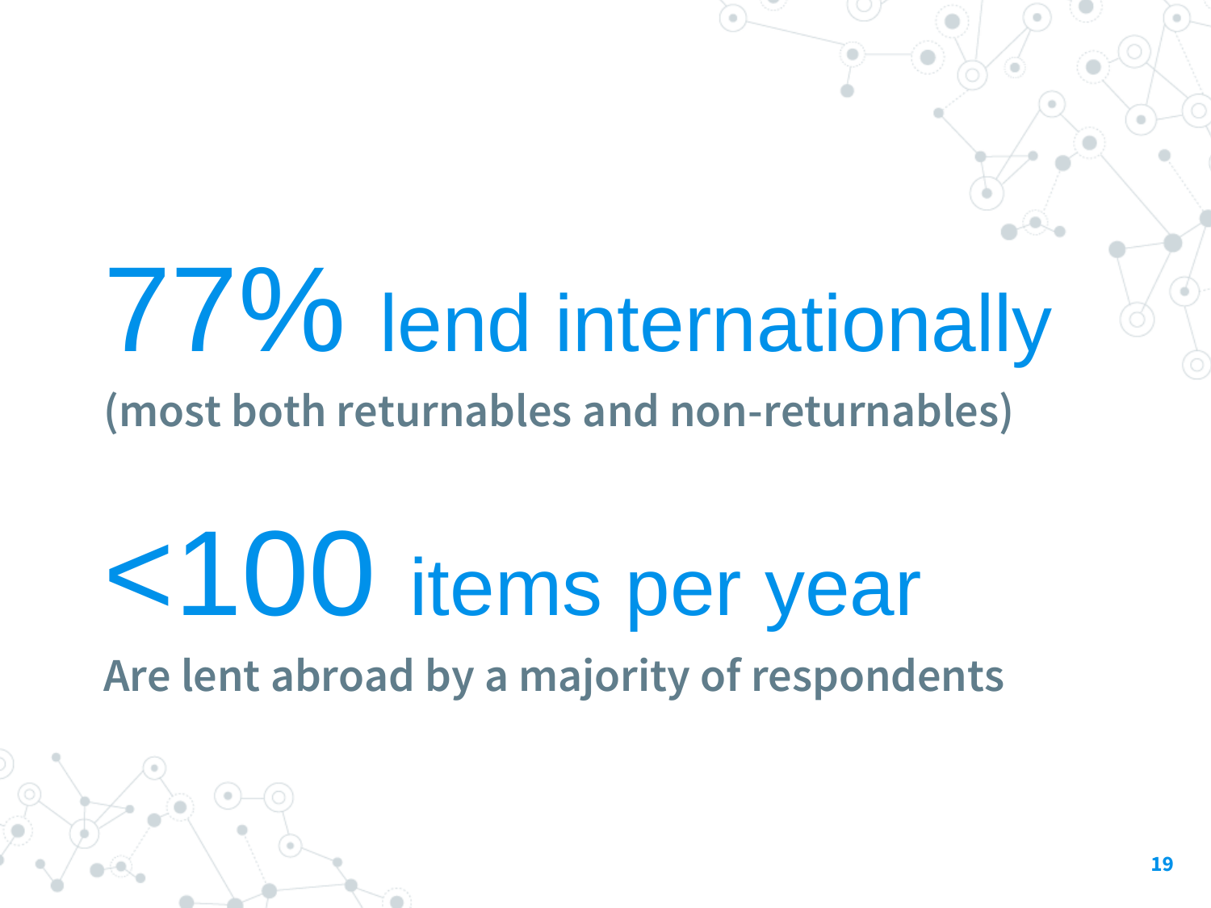# 77% lend internationally

(most both returnables and non-returnables)

# <100 items per year

Are lent abroad by a majority of respondents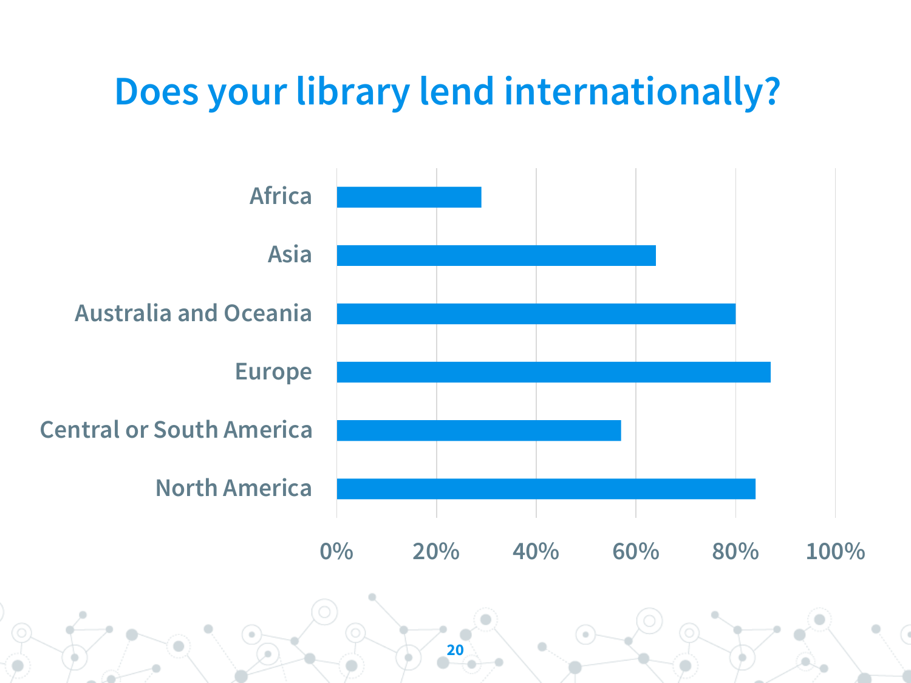# Does your library lend internationally?

Africa

Asia

Australia and Oceania

Europe

Central or South America

North America

0% 20% 40% 60% 80% 100%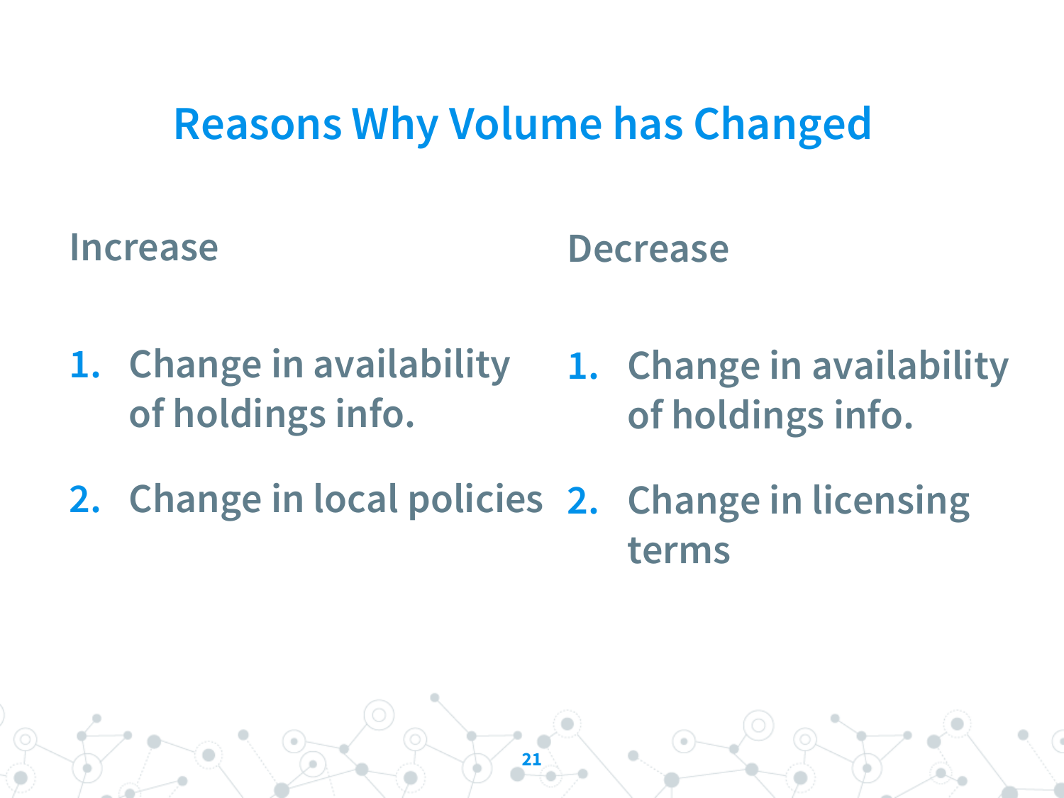# Reasons Why Volume has Changed

### Increase

1. Change in availability of holdings info.
2. Change in local policies

### Decrease

1. Change in availability of holdings info.
2. Change in licensing terms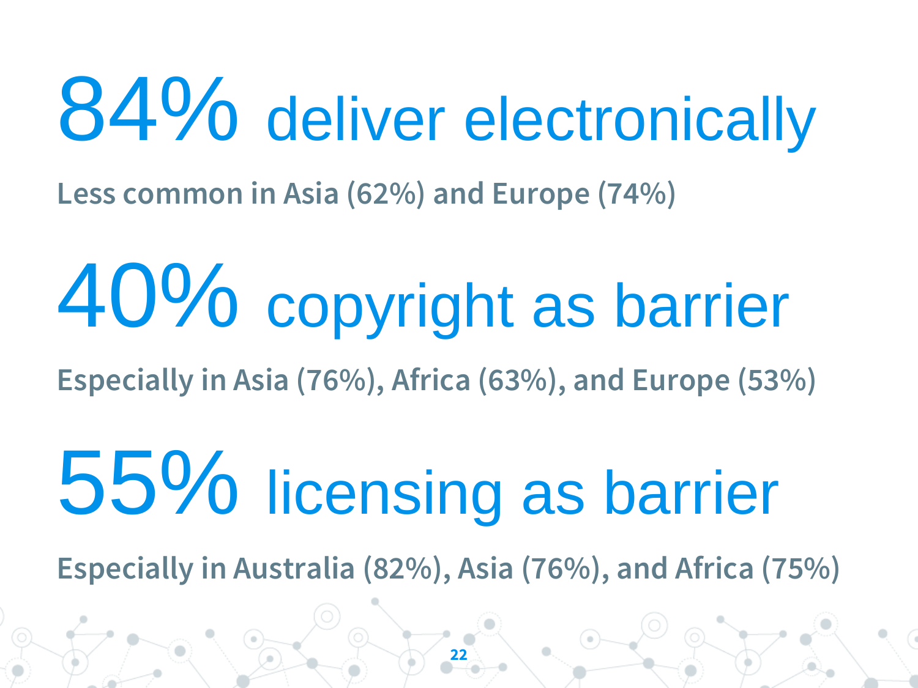# 84% deliver electronically

**Less common in Asia (62%) and Europe (74%)**

# 40% copyright as barrier

**Especially in Asia (76%), Africa (63%), and Europe (53%)**

# 55% licensing as barrier

**Especially in Australia (82%), Asia (76%), and Africa (75%)**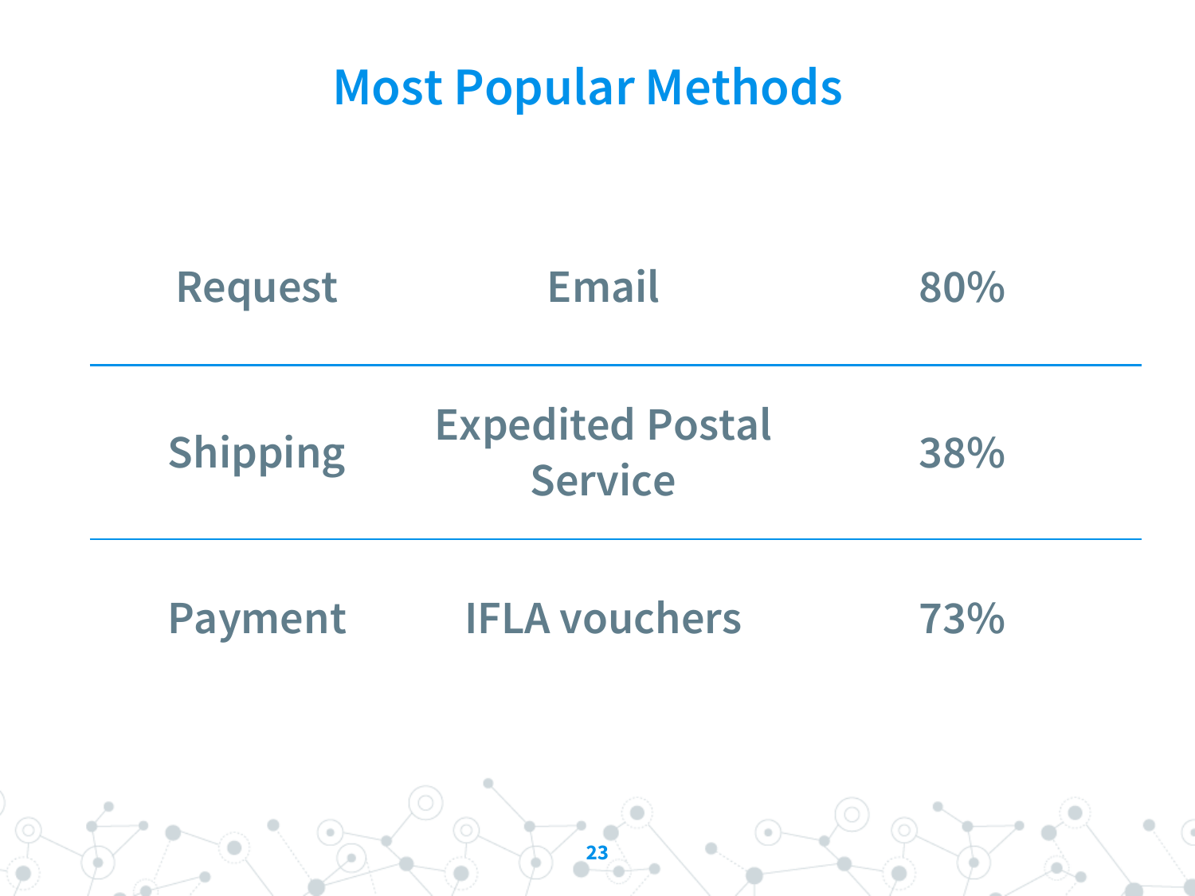# Most Popular Methods

| | | |
|---|---|---|
| Request | Email | 80% |
| Shipping | Expedited Postal Service | 38% |
| Payment | IFLA vouchers | 73% |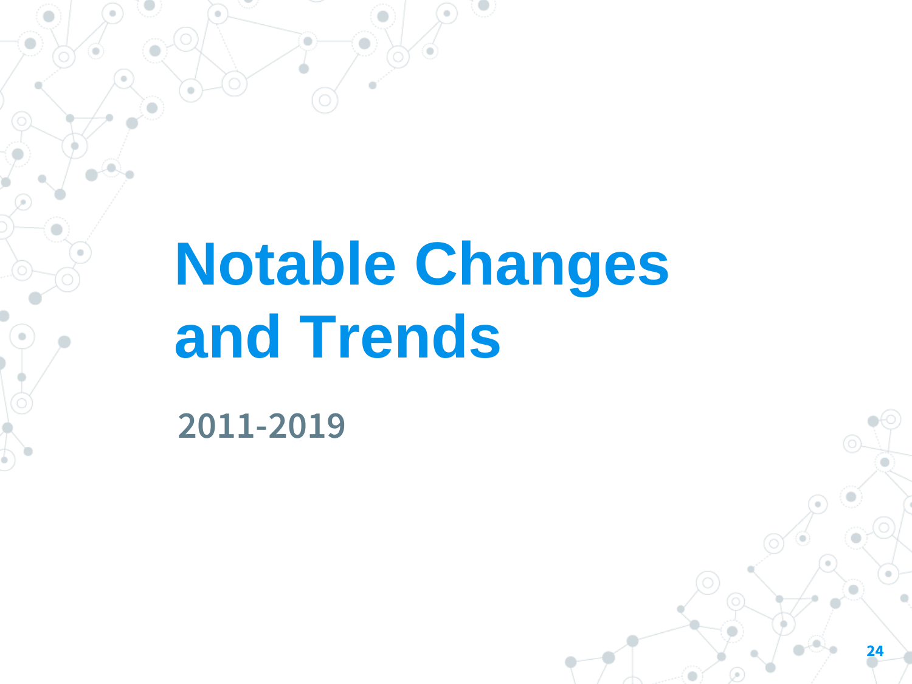# Notable Changes and Trends

2011-2019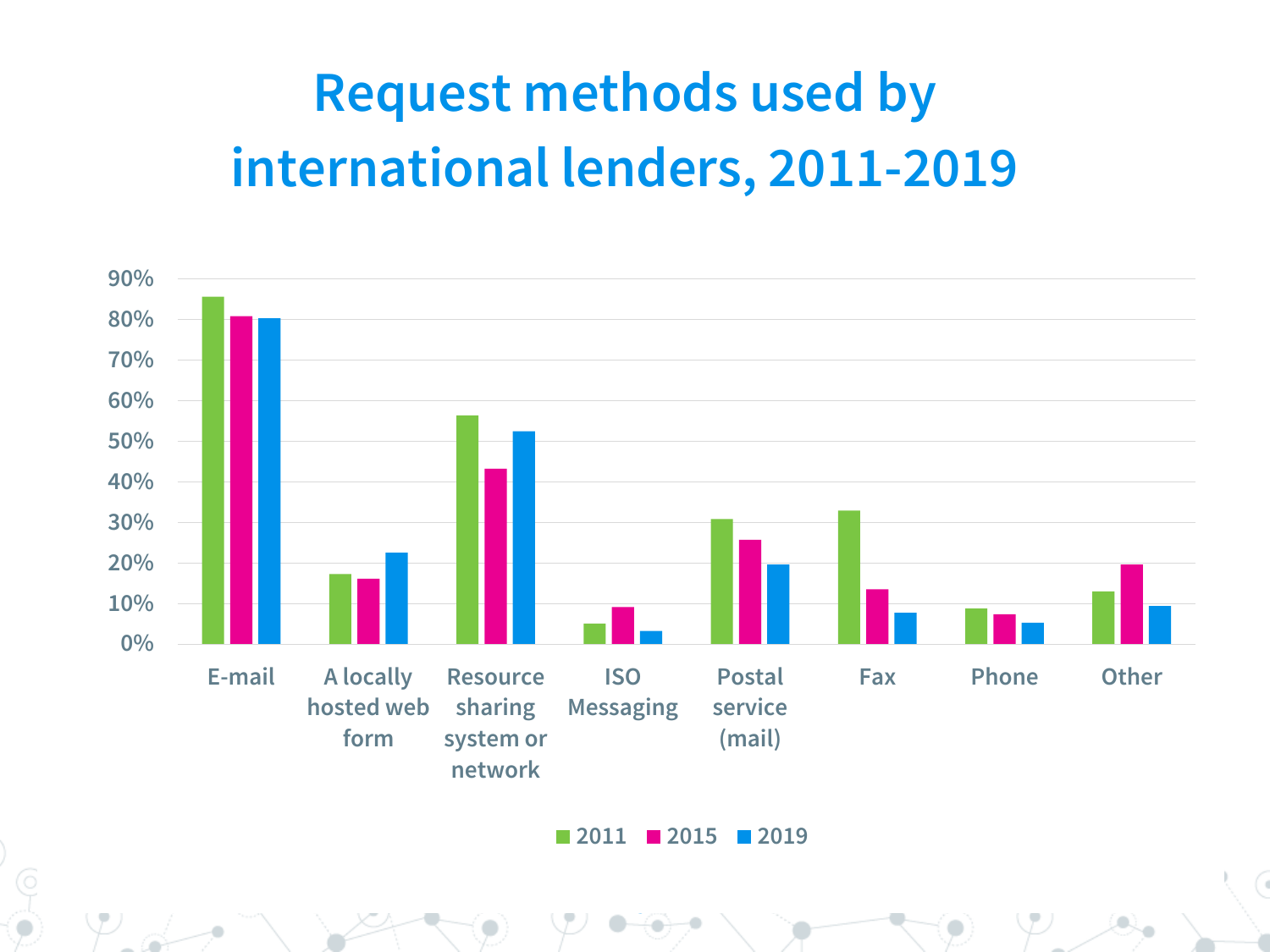# Request methods used by international lenders, 2011-2019

| | 2011 | 2015 | 2019 |
|---|---|---|---|
| E-mail | 86% | 81% | 80% |
| A locally hosted web form | 17% | 16% | 22% |
| Resource sharing system or network | 56% | 43% | 52% |
| ISO Messaging | 5% | 9% | 3% |
| Postal service (mail) | 31% | 26% | 20% |
| Fax | 33% | 13% | 8% |
| Phone | 9% | 7% | 5% |
| Other | 13% | 20% | 9% |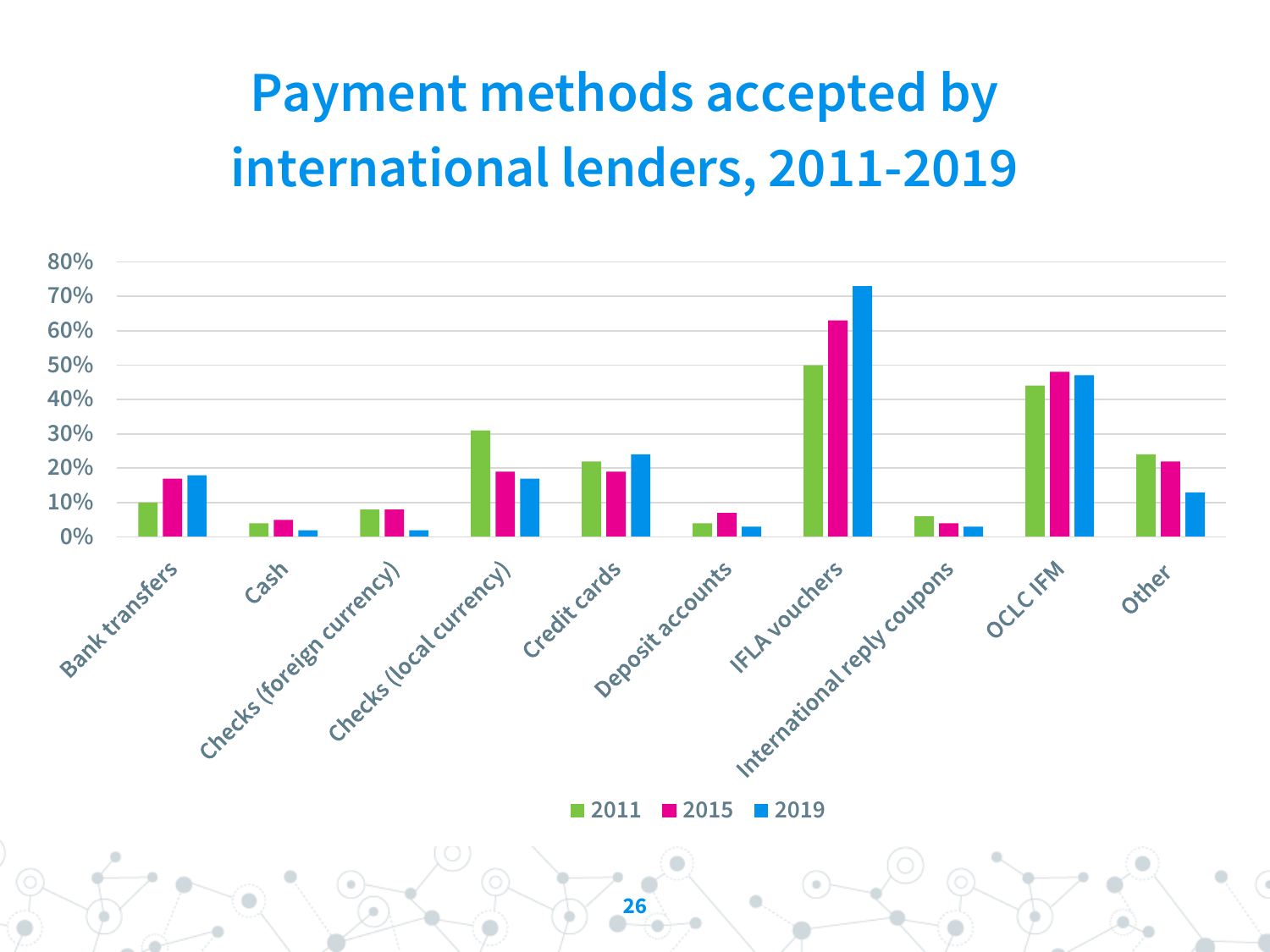# Payment methods accepted by international lenders, 2011-2019

| Payment method | 2011 | 2015 | 2019 |
|---|---|---|---|
| Bank transfers | 10% | 17% | 18% |
| Cash | 4% | 5% | 2% |
| Checks (foreign currency) | 8% | 8% | 2% |
| Checks (local currency) | 31% | 19% | 17% |
| Credit cards | 22% | 19% | 24% |
| Deposit accounts | 4% | 7% | 3% |
| IFLA vouchers | 50% | 63% | 73% |
| International reply coupons | 6% | 4% | 3% |
| OCLC IFM | 44% | 48% | 47% |
| Other | 24% | 22% | 13% |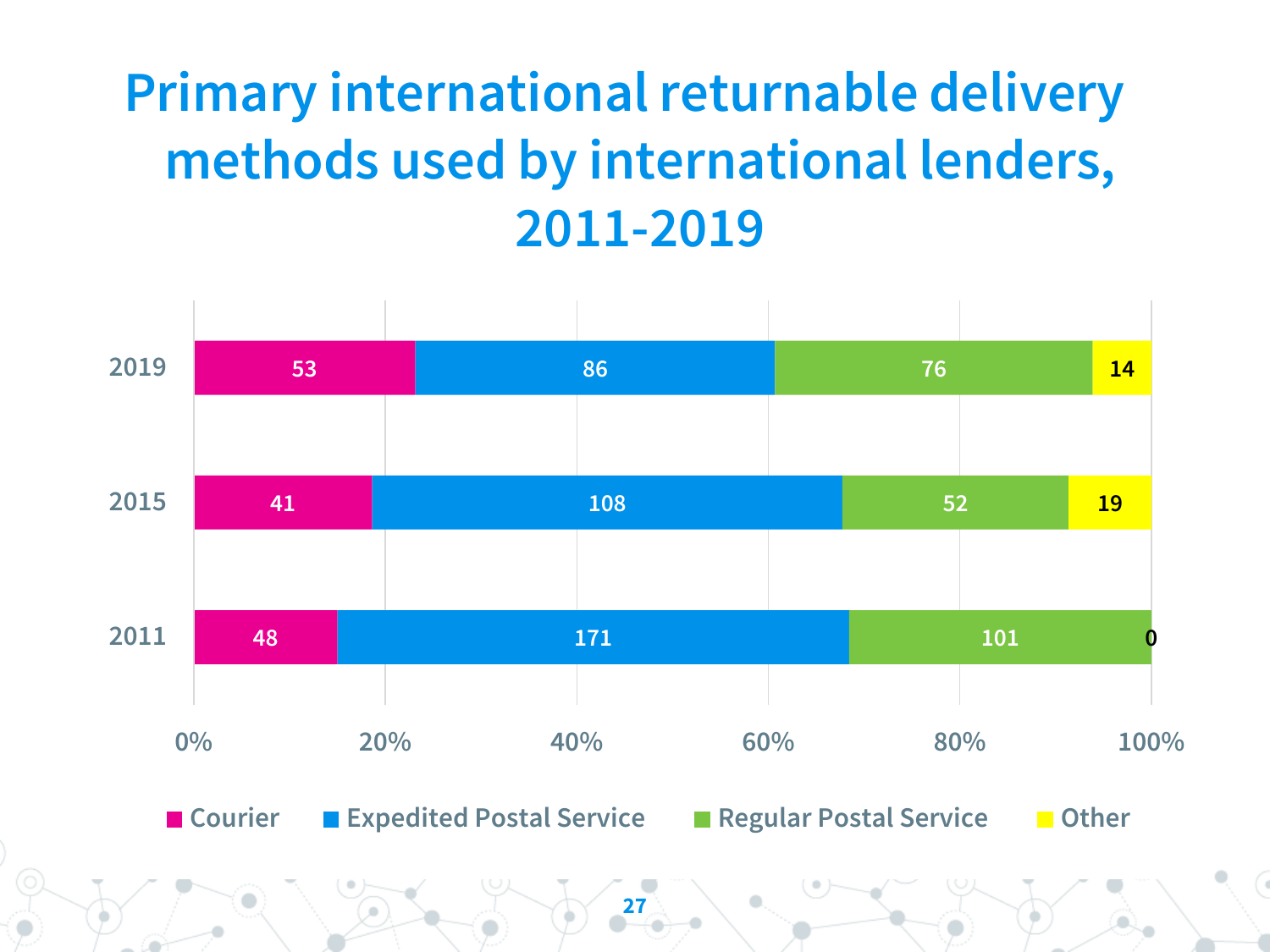# Primary international returnable delivery methods used by international lenders, 2011-2019

| Year | Courier | Expedited Postal Service | Regular Postal Service | Other |
|---|---|---|---|---|
| 2019 | 53 | 86 | 76 | 14 |
| 2015 | 41 | 108 | 52 | 19 |
| 2011 | 48 | 171 | 101 | 0 |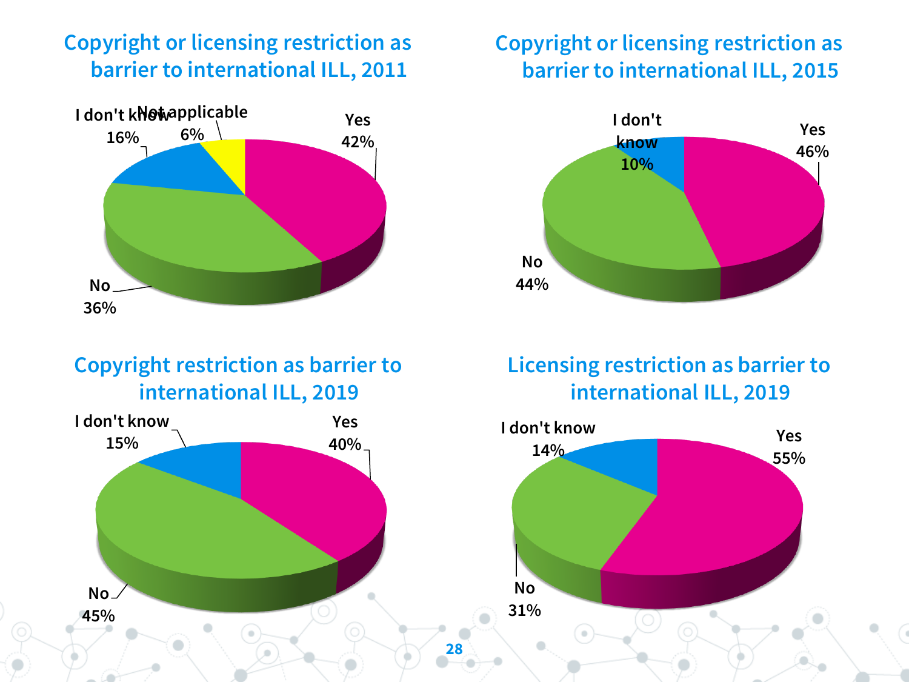## Copyright or licensing restriction as barrier to international ILL, 2011

| Response | Percentage |
| --- | --- |
| Yes | 42% |
| No | 36% |
| I don't know | 16% |
| Not applicable | 6% |

## Copyright or licensing restriction as barrier to international ILL, 2015

| Response | Percentage |
| --- | --- |
| Yes | 46% |
| No | 44% |
| I don't know | 10% |

## Copyright restriction as barrier to international ILL, 2019

| Response | Percentage |
| --- | --- |
| Yes | 40% |
| No | 45% |
| I don't know | 15% |

## Licensing restriction as barrier to international ILL, 2019

| Response | Percentage |
| --- | --- |
| Yes | 55% |
| No | 31% |
| I don't know | 14% |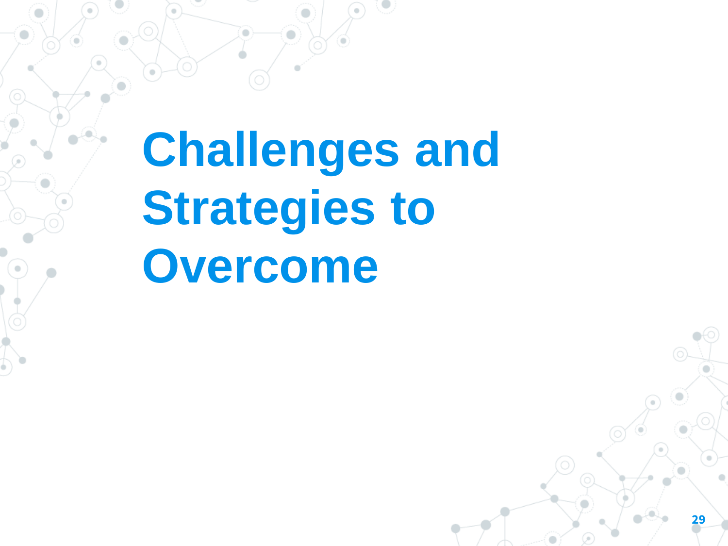# Challenges and Strategies to Overcome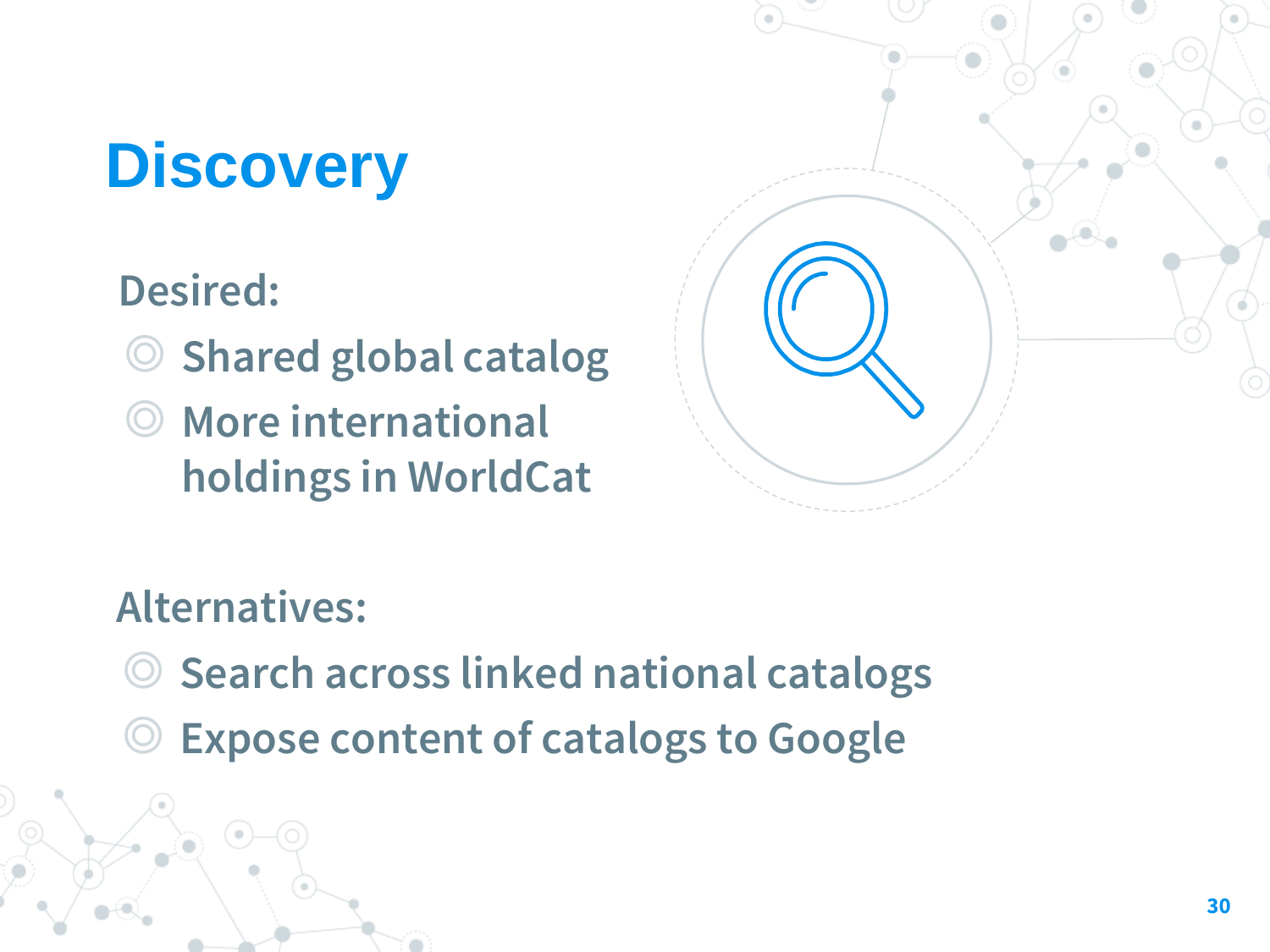# Discovery

Desired:

- Shared global catalog
- More international holdings in WorldCat

Alternatives:

- Search across linked national catalogs
- Expose content of catalogs to Google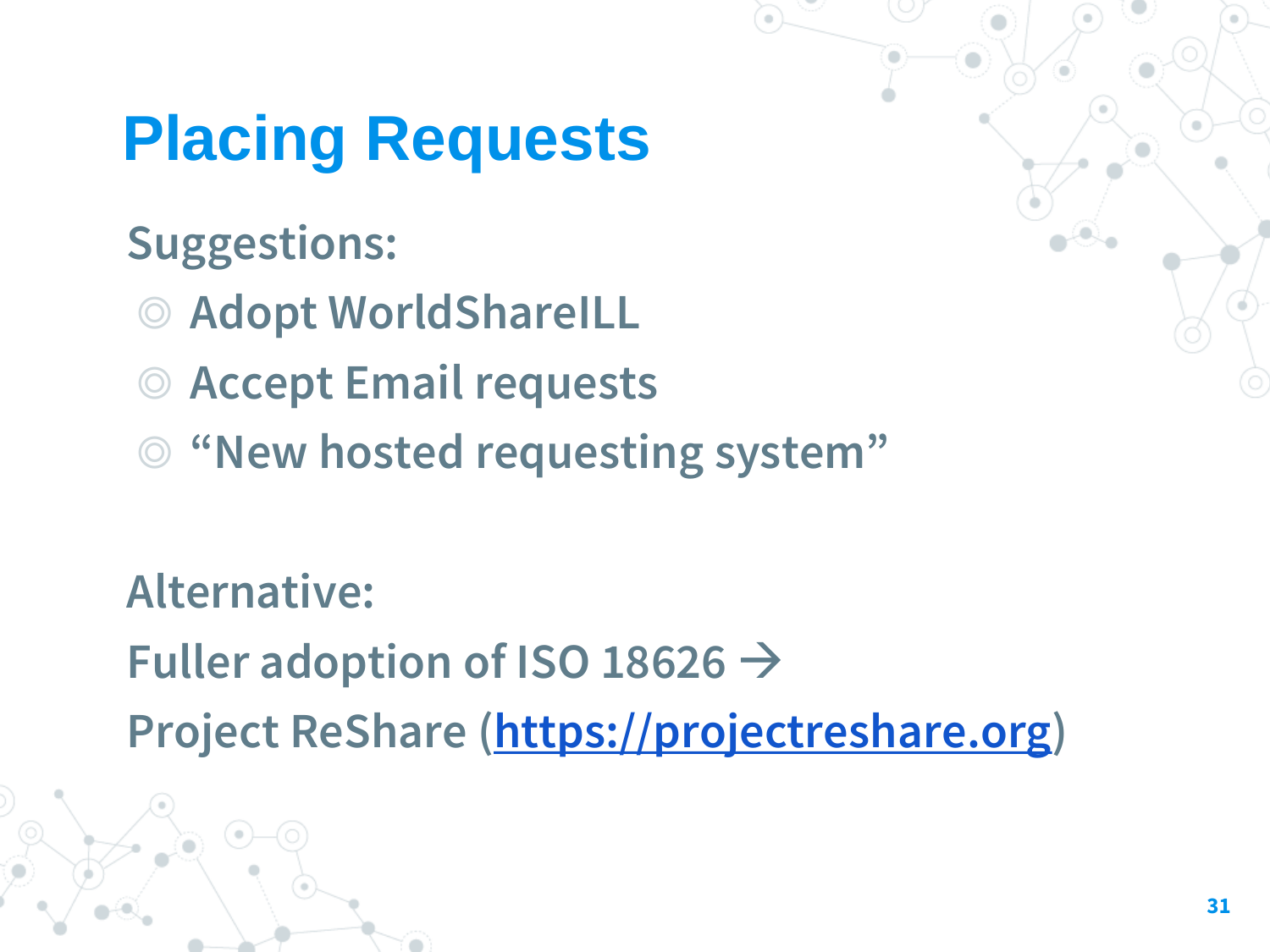# Placing Requests

Suggestions:

- Adopt WorldShareILL
- Accept Email requests
- “New hosted requesting system”

Alternative:

Fuller adoption of ISO 18626 →

Project ReShare (https://projectreshare.org)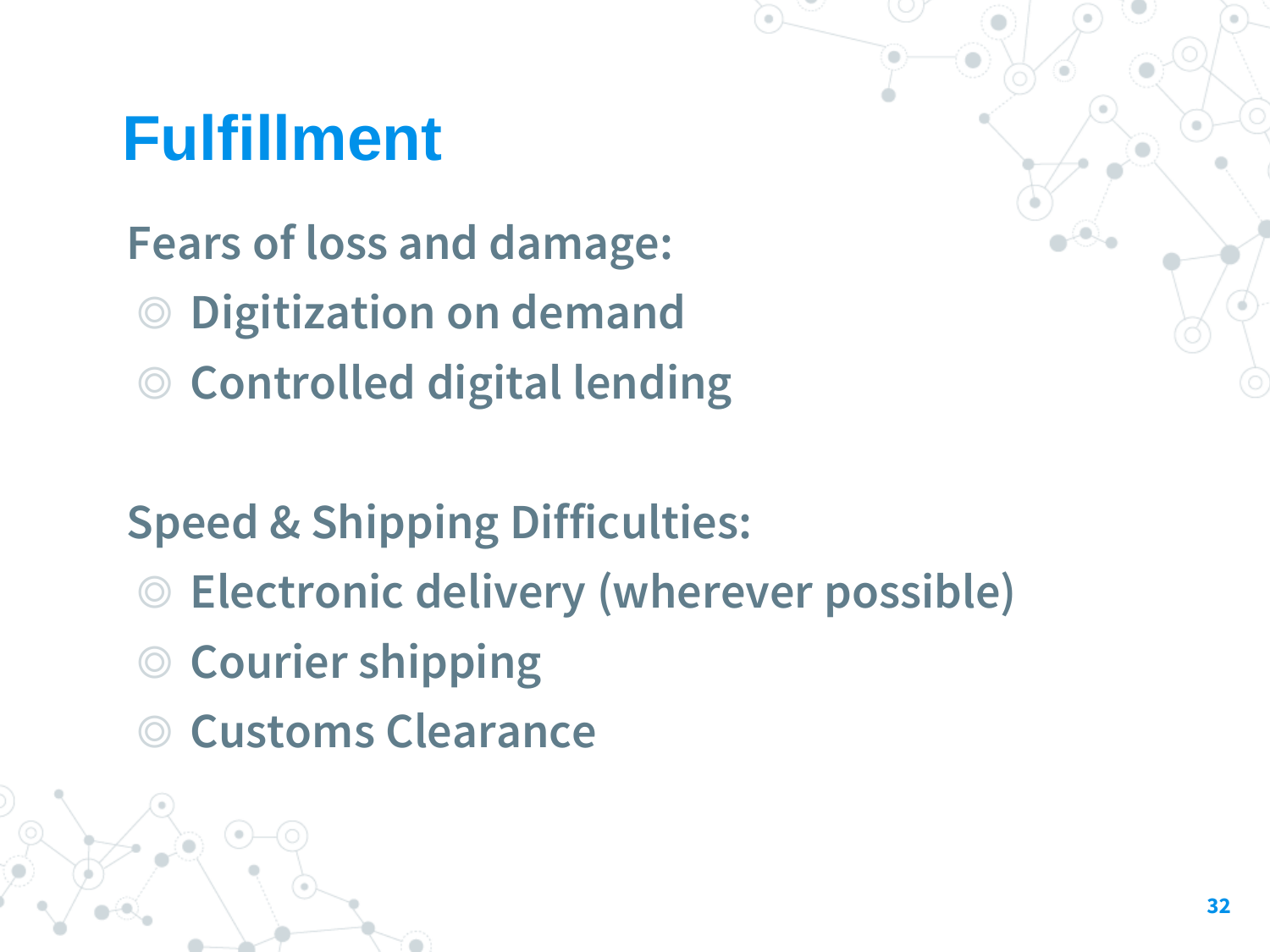# Fulfillment

Fears of loss and damage:

- Digitization on demand
- Controlled digital lending

Speed & Shipping Difficulties:

- Electronic delivery (wherever possible)
- Courier shipping
- Customs Clearance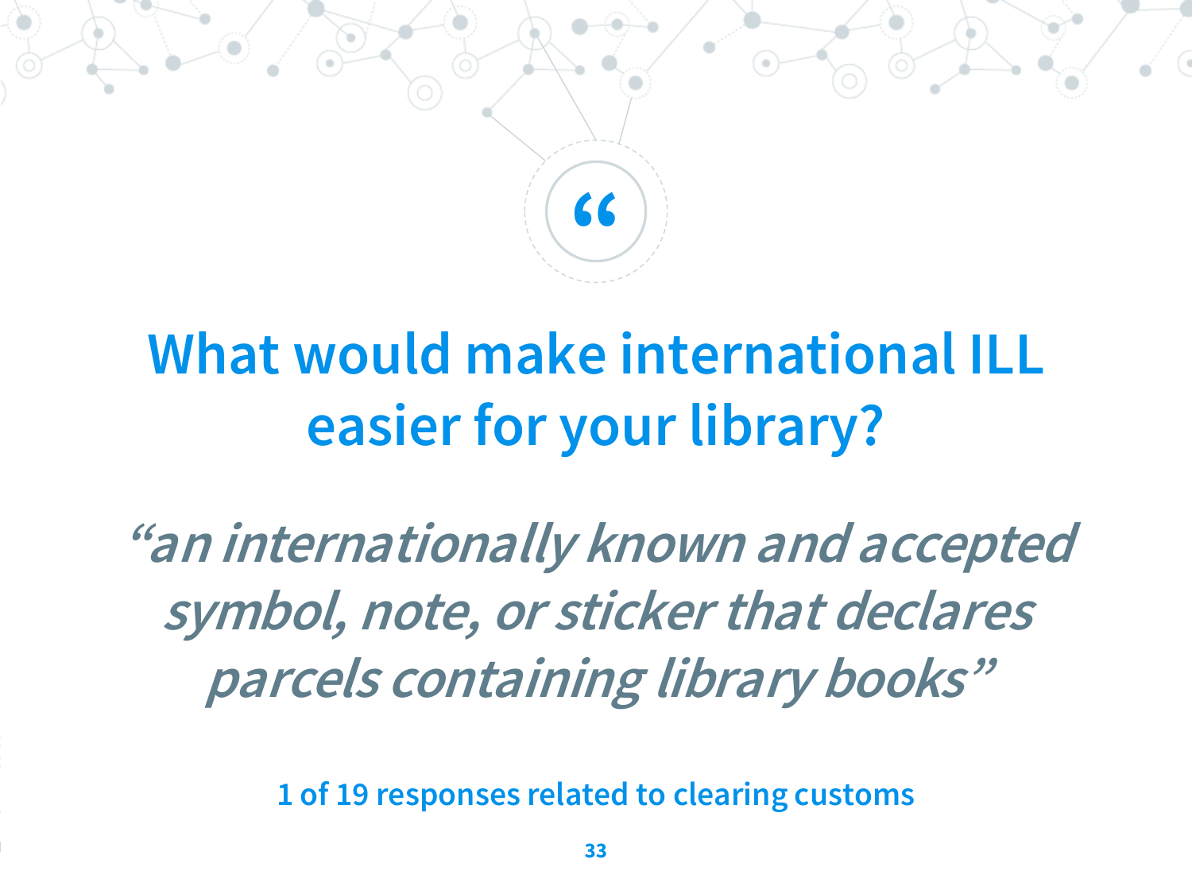# What would make international ILL easier for your library?

*“an internationally known and accepted symbol, note, or sticker that declares parcels containing library books”*

1 of 19 responses related to clearing customs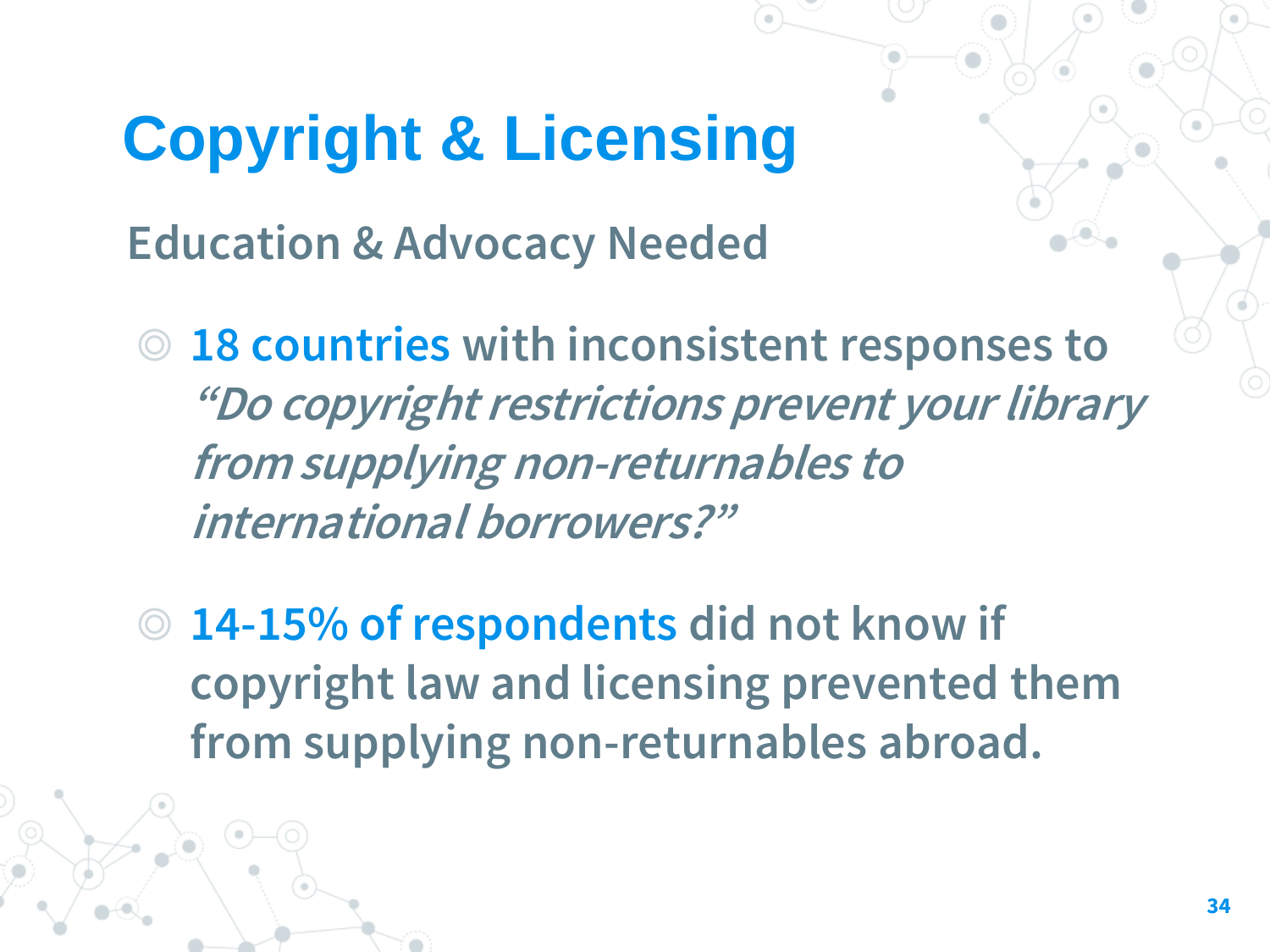# Copyright & Licensing

## Education & Advocacy Needed

- **18 countries** with inconsistent responses to *"Do copyright restrictions prevent your library from supplying non-returnables to international borrowers?"*

- **14-15% of respondents** did not know if copyright law and licensing prevented them from supplying non-returnables abroad.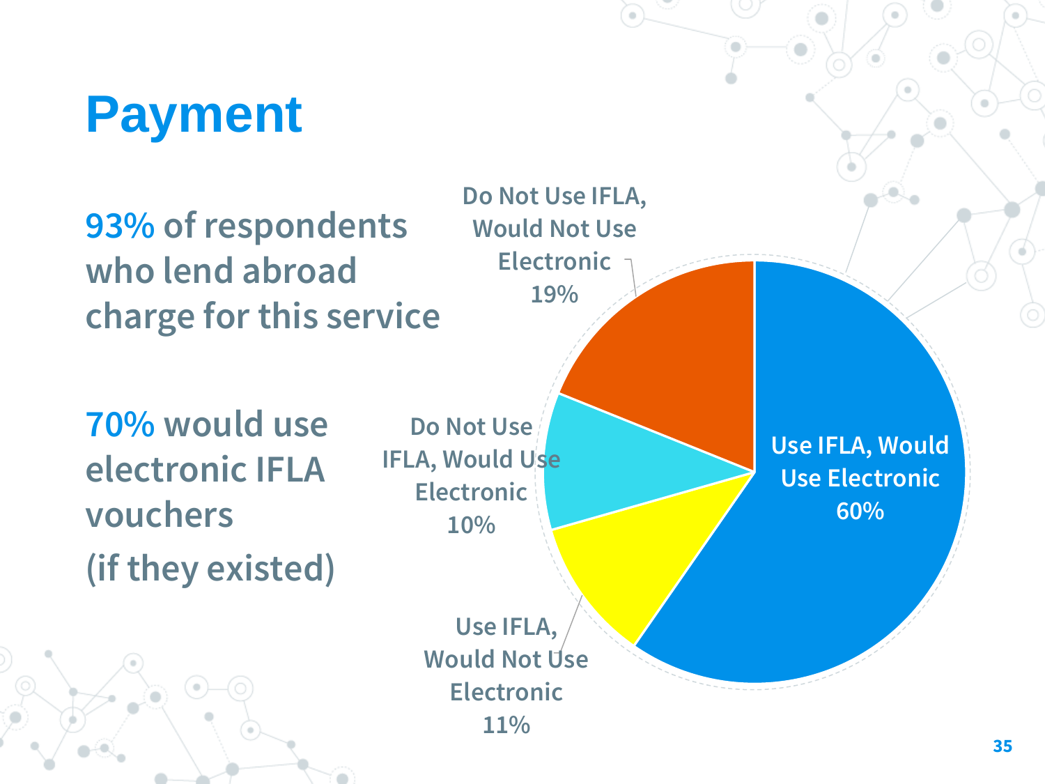# Payment

**93%** of respondents who lend abroad charge for this service

**70%** would use electronic IFLA vouchers (if they existed)

Do Not Use IFLA, Would Not Use Electronic 19%

Do Not Use IFLA, Would Use Electronic 10%

Use IFLA, Would Not Use Electronic 11%

Use IFLA, Would Use Electronic 60%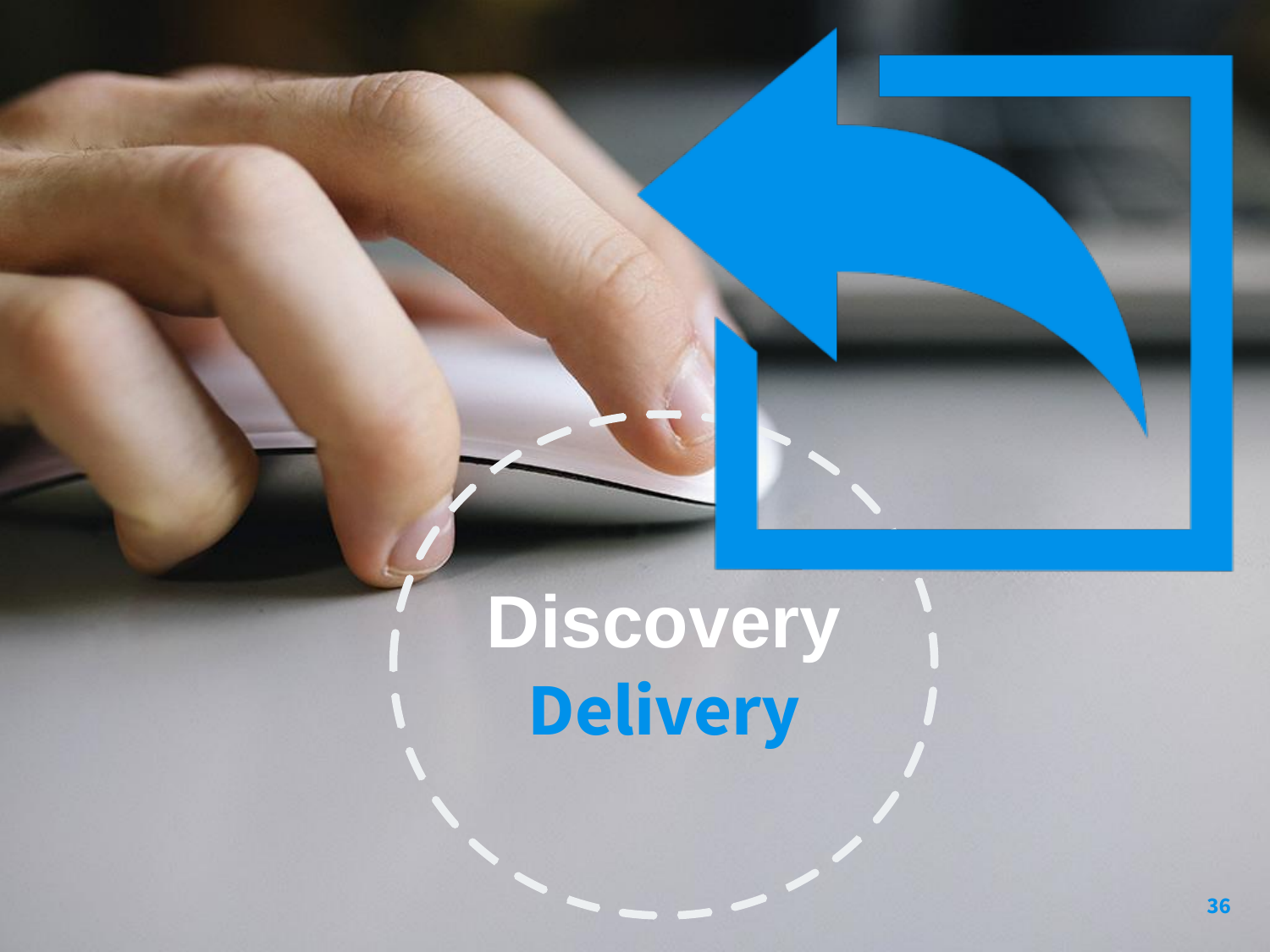Discovery

Delivery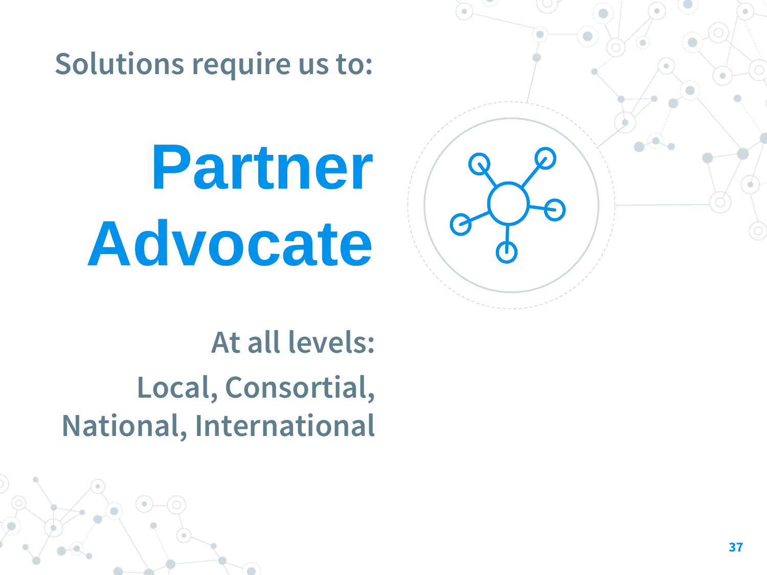Solutions require us to:

# Partner Advocate

At all levels:

Local, Consortial, National, International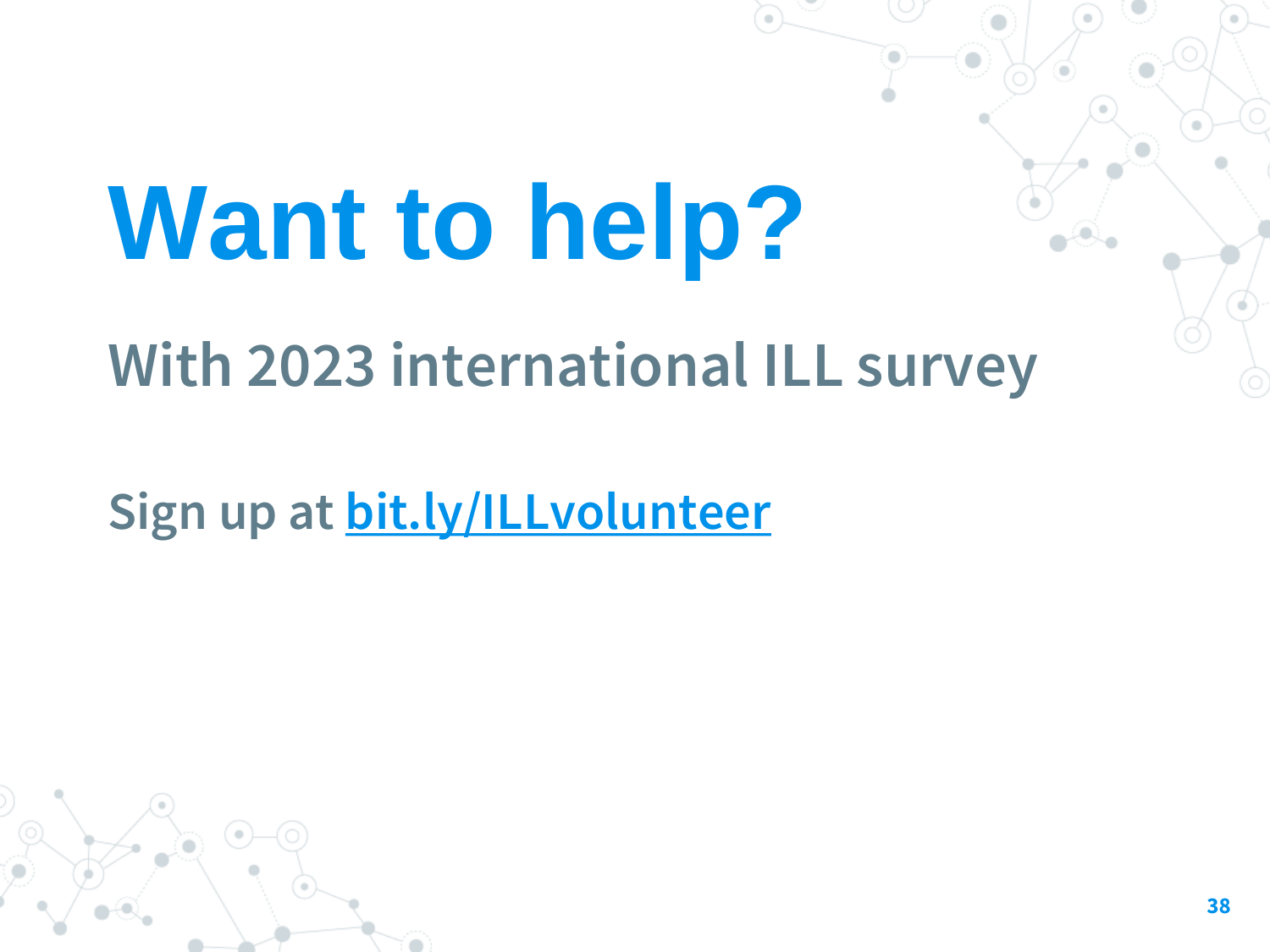# Want to help?

## With 2023 international ILL survey

Sign up at bit.ly/ILLvolunteer